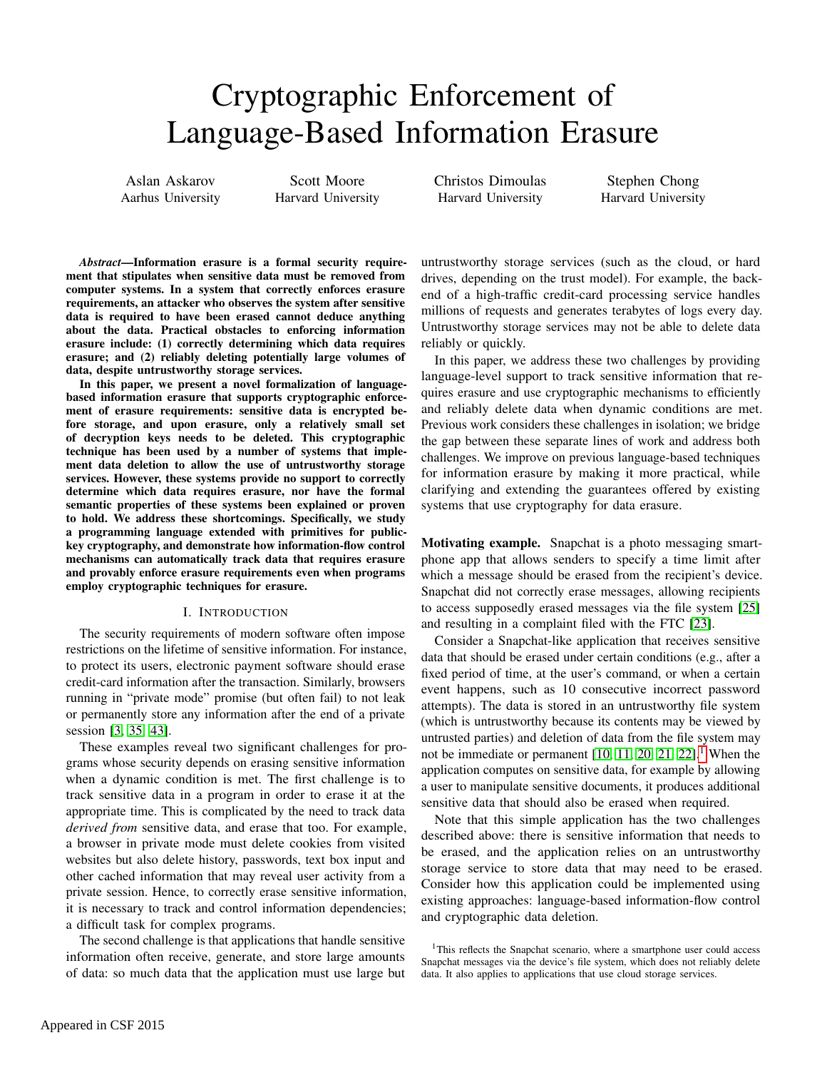# Cryptographic Enforcement of Language-Based Information Erasure

Aslan Askarov
Aarhus University

Scott Moore
Harvard University

Christos Dimoulas
Harvard University

Stephen Chong
Harvard University

***Abstract*—Information erasure is a formal security requirement that stipulates when sensitive data must be removed from computer systems. In a system that correctly enforces erasure requirements, an attacker who observes the system after sensitive data is required to have been erased cannot deduce anything about the data. Practical obstacles to enforcing information erasure include: (1) correctly determining which data requires erasure; and (2) reliably deleting potentially large volumes of data, despite untrustworthy storage services.**

**In this paper, we present a novel formalization of language-based information erasure that supports cryptographic enforcement of erasure requirements: sensitive data is encrypted before storage, and upon erasure, only a relatively small set of decryption keys needs to be deleted. This cryptographic technique has been used by a number of systems that implement data deletion to allow the use of untrustworthy storage services. However, these systems provide no support to correctly determine which data requires erasure, nor have the formal semantic properties of these systems been explained or proven to hold. We address these shortcomings. Specifically, we study a programming language extended with primitives for public-key cryptography, and demonstrate how information-flow control mechanisms can automatically track data that requires erasure and provably enforce erasure requirements even when programs employ cryptographic techniques for erasure.**

## I. Introduction

The security requirements of modern software often impose restrictions on the lifetime of sensitive information. For instance, to protect its users, electronic payment software should erase credit-card information after the transaction. Similarly, browsers running in "private mode" promise (but often fail) to not leak or permanently store any information after the end of a private session [3, 35, 43].

These examples reveal two significant challenges for programs whose security depends on erasing sensitive information when a dynamic condition is met. The first challenge is to track sensitive data in a program in order to erase it at the appropriate time. This is complicated by the need to track data *derived from* sensitive data, and erase that too. For example, a browser in private mode must delete cookies from visited websites but also delete history, passwords, text box input and other cached information that may reveal user activity from a private session. Hence, to correctly erase sensitive information, it is necessary to track and control information dependencies; a difficult task for complex programs.

The second challenge is that applications that handle sensitive information often receive, generate, and store large amounts of data: so much data that the application must use large but untrustworthy storage services (such as the cloud, or hard drives, depending on the trust model). For example, the back-end of a high-traffic credit-card processing service handles millions of requests and generates terabytes of logs every day. Untrustworthy storage services may not be able to delete data reliably or quickly.

In this paper, we address these two challenges by providing language-level support to track sensitive information that requires erasure and use cryptographic mechanisms to efficiently and reliably delete data when dynamic conditions are met. Previous work considers these challenges in isolation; we bridge the gap between these separate lines of work and address both challenges. We improve on previous language-based techniques for information erasure by making it more practical, while clarifying and extending the guarantees offered by existing systems that use cryptography for data erasure.

**Motivating example.** Snapchat is a photo messaging smartphone app that allows senders to specify a time limit after which a message should be erased from the recipient's device. Snapchat did not correctly erase messages, allowing recipients to access supposedly erased messages via the file system [25] and resulting in a complaint filed with the FTC [23].

Consider a Snapchat-like application that receives sensitive data that should be erased under certain conditions (e.g., after a fixed period of time, at the user's command, or when a certain event happens, such as 10 consecutive incorrect password attempts). The data is stored in an untrustworthy file system (which is untrustworthy because its contents may be viewed by untrusted parties) and deletion of data from the file system may not be immediate or permanent [10, 11, 20, 21, 22].[1] When the application computes on sensitive data, for example by allowing a user to manipulate sensitive documents, it produces additional sensitive data that should also be erased when required.

Note that this simple application has the two challenges described above: there is sensitive information that needs to be erased, and the application relies on an untrustworthy storage service to store data that may need to be erased. Consider how this application could be implemented using existing approaches: language-based information-flow control and cryptographic data deletion.

[1] This reflects the Snapchat scenario, where a smartphone user could access Snapchat messages via the device's file system, which does not reliably delete data. It also applies to applications that use cloud storage services.

Appeared in CSF 2015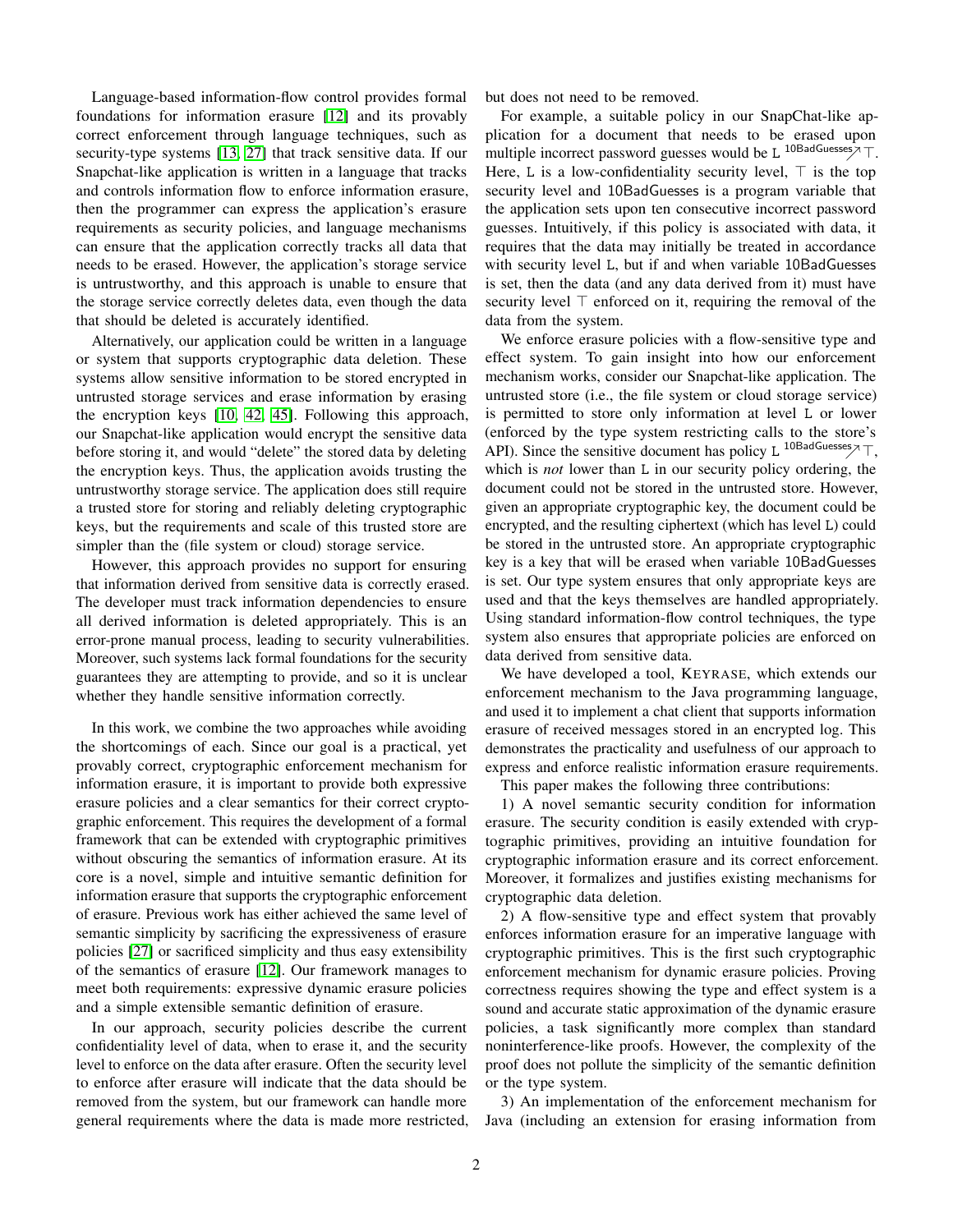Language-based information-flow control provides formal foundations for information erasure [12] and its provably correct enforcement through language techniques, such as security-type systems [13, 27] that track sensitive data. If our Snapchat-like application is written in a language that tracks and controls information flow to enforce information erasure, then the programmer can express the application's erasure requirements as security policies, and language mechanisms can ensure that the application correctly tracks all data that needs to be erased. However, the application's storage service is untrustworthy, and this approach is unable to ensure that the storage service correctly deletes data, even though the data that should be deleted is accurately identified.

Alternatively, our application could be written in a language or system that supports cryptographic data deletion. These systems allow sensitive information to be stored encrypted in untrusted storage services and erase information by erasing the encryption keys [10, 42, 45]. Following this approach, our Snapchat-like application would encrypt the sensitive data before storing it, and would "delete" the stored data by deleting the encryption keys. Thus, the application avoids trusting the untrustworthy storage service. The application does still require a trusted store for storing and reliably deleting cryptographic keys, but the requirements and scale of this trusted store are simpler than the (file system or cloud) storage service.

However, this approach provides no support for ensuring that information derived from sensitive data is correctly erased. The developer must track information dependencies to ensure all derived information is deleted appropriately. This is an error-prone manual process, leading to security vulnerabilities. Moreover, such systems lack formal foundations for the security guarantees they are attempting to provide, and so it is unclear whether they handle sensitive information correctly.

In this work, we combine the two approaches while avoiding the shortcomings of each. Since our goal is a practical, yet provably correct, cryptographic enforcement mechanism for information erasure, it is important to provide both expressive erasure policies and a clear semantics for their correct cryptographic enforcement. This requires the development of a formal framework that can be extended with cryptographic primitives without obscuring the semantics of information erasure. At its core is a novel, simple and intuitive semantic definition for information erasure that supports the cryptographic enforcement of erasure. Previous work has either achieved the same level of semantic simplicity by sacrificing the expressiveness of erasure policies [27] or sacrificed simplicity and thus easy extensibility of the semantics of erasure [12]. Our framework manages to meet both requirements: expressive dynamic erasure policies and a simple extensible semantic definition of erasure.

In our approach, security policies describe the current confidentiality level of data, when to erase it, and the security level to enforce on the data after erasure. Often the security level to enforce after erasure will indicate that the data should be removed from the system, but our framework can handle more general requirements where the data is made more restricted, but does not need to be removed.

For example, a suitable policy in our SnapChat-like application for a document that needs to be erased upon multiple incorrect password guesses would be $\mathtt{L} \overset{\mathsf{10BadGuesses}}{\nearrow} \top$. Here, L is a low-confidentiality security level, $\top$ is the top security level and 10BadGuesses is a program variable that the application sets upon ten consecutive incorrect password guesses. Intuitively, if this policy is associated with data, it requires that the data may initially be treated in accordance with security level L, but if and when variable 10BadGuesses is set, then the data (and any data derived from it) must have security level $\top$ enforced on it, requiring the removal of the data from the system.

We enforce erasure policies with a flow-sensitive type and effect system. To gain insight into how our enforcement mechanism works, consider our Snapchat-like application. The untrusted store (i.e., the file system or cloud storage service) is permitted to store only information at level L or lower (enforced by the type system restricting calls to the store's API). Since the sensitive document has policy $\mathtt{L} \overset{\mathsf{10BadGuesses}}{\nearrow} \top$, which is *not* lower than L in our security policy ordering, the document could not be stored in the untrusted store. However, given an appropriate cryptographic key, the document could be encrypted, and the resulting ciphertext (which has level L) could be stored in the untrusted store. An appropriate cryptographic key is a key that will be erased when variable 10BadGuesses is set. Our type system ensures that only appropriate keys are used and that the keys themselves are handled appropriately. Using standard information-flow control techniques, the type system also ensures that appropriate policies are enforced on data derived from sensitive data.

We have developed a tool, KEYRASE, which extends our enforcement mechanism to the Java programming language, and used it to implement a chat client that supports information erasure of received messages stored in an encrypted log. This demonstrates the practicality and usefulness of our approach to express and enforce realistic information erasure requirements.

This paper makes the following three contributions:

1) A novel semantic security condition for information erasure. The security condition is easily extended with cryptographic primitives, providing an intuitive foundation for cryptographic information erasure and its correct enforcement. Moreover, it formalizes and justifies existing mechanisms for cryptographic data deletion.

2) A flow-sensitive type and effect system that provably enforces information erasure for an imperative language with cryptographic primitives. This is the first such cryptographic enforcement mechanism for dynamic erasure policies. Proving correctness requires showing the type and effect system is a sound and accurate static approximation of the dynamic erasure policies, a task significantly more complex than standard noninterference-like proofs. However, the complexity of the proof does not pollute the simplicity of the semantic definition or the type system.

3) An implementation of the enforcement mechanism for Java (including an extension for erasing information from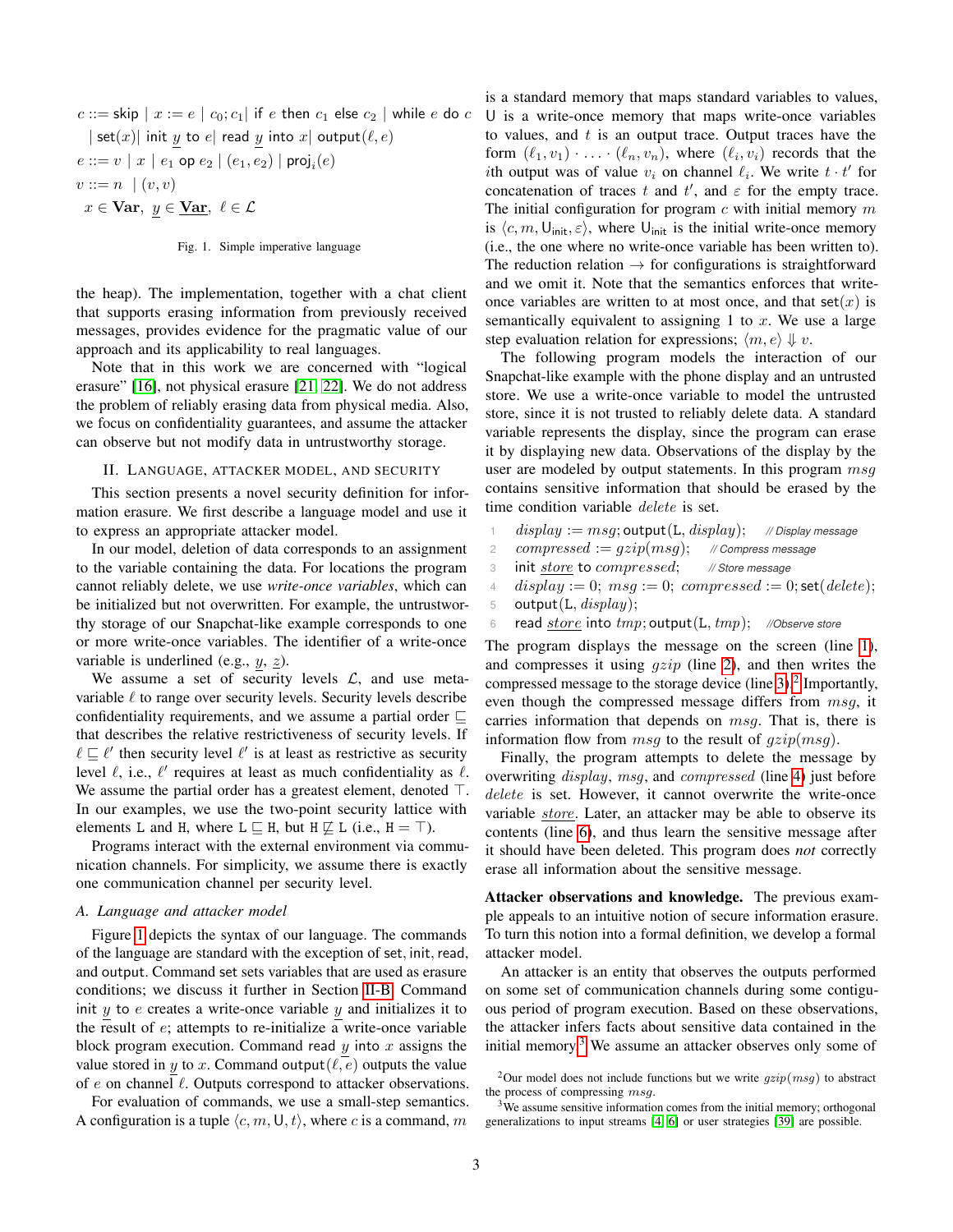$$
\begin{aligned}
c &::= \mathsf{skip} \mid x := e \mid c_0; c_1 \mid \mathsf{if}\ e\ \mathsf{then}\ c_1\ \mathsf{else}\ c_2 \mid \mathsf{while}\ e\ \mathsf{do}\ c \\
&\quad \mid \mathsf{set}(x) \mid \mathsf{init}\ \underline{y}\ \mathsf{to}\ e \mid \mathsf{read}\ \underline{y}\ \mathsf{into}\ x \mid \mathsf{output}(\ell, e) \\
e &::= v \mid x \mid e_1\ \mathsf{op}\ e_2 \mid (e_1, e_2) \mid \mathsf{proj}_i(e) \\
v &::= n \mid (v, v) \\
&\ x \in \mathbf{Var},\ \underline{y} \in \underline{\mathbf{Var}},\ \ell \in \mathcal{L}
\end{aligned}
$$

Fig. 1. Simple imperative language

the heap). The implementation, together with a chat client that supports erasing information from previously received messages, provides evidence for the pragmatic value of our approach and its applicability to real languages.

Note that in this work we are concerned with "logical erasure" [16], not physical erasure [21, 22]. We do not address the problem of reliably erasing data from physical media. Also, we focus on confidentiality guarantees, and assume the attacker can observe but not modify data in untrustworthy storage.

## II. Language, attacker model, and security

This section presents a novel security definition for information erasure. We first describe a language model and use it to express an appropriate attacker model.

In our model, deletion of data corresponds to an assignment to the variable containing the data. For locations the program cannot reliably delete, we use *write-once variables*, which can be initialized but not overwritten. For example, the untrustworthy storage of our Snapchat-like example corresponds to one or more write-once variables. The identifier of a write-once variable is underlined (e.g., $\underline{y}$, $\underline{z}$).

We assume a set of security levels $\mathcal{L}$, and use meta-variable $\ell$ to range over security levels. Security levels describe confidentiality requirements, and we assume a partial order $\sqsubseteq$ that describes the relative restrictiveness of security levels. If $\ell \sqsubseteq \ell'$ then security level $\ell'$ is at least as restrictive as security level $\ell$, i.e., $\ell'$ requires at least as much confidentiality as $\ell$. We assume the partial order has a greatest element, denoted $\top$. In our examples, we use the two-point security lattice with elements L and H, where $\mathtt{L} \sqsubseteq \mathtt{H}$, but $\mathtt{H} \not\sqsubseteq \mathtt{L}$ (i.e., $\mathtt{H} = \top$).

Programs interact with the external environment via communication channels. For simplicity, we assume there is exactly one communication channel per security level.

### A. Language and attacker model

Figure 1 depicts the syntax of our language. The commands of the language are standard with the exception of set, init, read, and output. Command set sets variables that are used as erasure conditions; we discuss it further in Section II-B. Command init $\underline{y}$ to $e$ creates a write-once variable $\underline{y}$ and initializes it to the result of $e$; attempts to re-initialize a write-once variable block program execution. Command read $\underline{y}$ into $x$ assigns the value stored in $\underline{y}$ to $x$. Command output$(\ell, e)$ outputs the value of $e$ on channel $\ell$. Outputs correspond to attacker observations.

For evaluation of commands, we use a small-step semantics. A configuration is a tuple $\langle c, m, \mathsf{U}, t\rangle$, where $c$ is a command, $m$ is a standard memory that maps standard variables to values, U is a write-once memory that maps write-once variables to values, and $t$ is an output trace. Output traces have the form $(\ell_1, v_1) \cdot \ldots \cdot (\ell_n, v_n)$, where $(\ell_i, v_i)$ records that the $i$th output was of value $v_i$ on channel $\ell_i$. We write $t \cdot t'$ for concatenation of traces $t$ and $t'$, and $\varepsilon$ for the empty trace. The initial configuration for program $c$ with initial memory $m$ is $\langle c, m, \mathsf{U}_{\mathsf{init}}, \varepsilon\rangle$, where $\mathsf{U}_{\mathsf{init}}$ is the initial write-once memory (i.e., the one where no write-once variable has been written to). The reduction relation $\rightarrow$ for configurations is straightforward and we omit it. Note that the semantics enforces that write-once variables are written to at most once, and that set$(x)$ is semantically equivalent to assigning 1 to $x$. We use a large step evaluation relation for expressions; $\langle m, e\rangle \Downarrow v$.

The following program models the interaction of our Snapchat-like example with the phone display and an untrusted store. We use a write-once variable to model the untrusted store, since it is not trusted to reliably delete data. A standard variable represents the display, since the program can erase it by displaying new data. Observations of the display by the user are modeled by output statements. In this program $msg$ contains sensitive information that should be erased by the time condition variable $delete$ is set.

```
1  display := msg; output(L, display);   // Display message
2  compressed := gzip(msg);   // Compress message
3  init store to compressed;   // Store message
4  display := 0; msg := 0; compressed := 0; set(delete);
5  output(L, display);
6  read store into tmp; output(L, tmp);   //Observe store
```

The program displays the message on the screen (line 1), and compresses it using $gzip$ (line 2), and then writes the compressed message to the storage device (line 3).[2] Importantly, even though the compressed message differs from $msg$, it carries information that depends on $msg$. That is, there is information flow from $msg$ to the result of $gzip(msg)$.

Finally, the program attempts to delete the message by overwriting $display$, $msg$, and $compressed$ (line 4) just before $delete$ is set. However, it cannot overwrite the write-once variable $\underline{store}$. Later, an attacker may be able to observe its contents (line 6), and thus learn the sensitive message after it should have been deleted. This program does *not* correctly erase all information about the sensitive message.

**Attacker observations and knowledge.** The previous example appeals to an intuitive notion of secure information erasure. To turn this notion into a formal definition, we develop a formal attacker model.

An attacker is an entity that observes the outputs performed on some set of communication channels during some contiguous period of program execution. Based on these observations, the attacker infers facts about sensitive data contained in the initial memory.[3] We assume an attacker observes only some of

[2] Our model does not include functions but we write $gzip(msg)$ to abstract the process of compressing $msg$.

[3] We assume sensitive information comes from the initial memory; orthogonal generalizations to input streams [4, 6] or user strategies [39] are possible.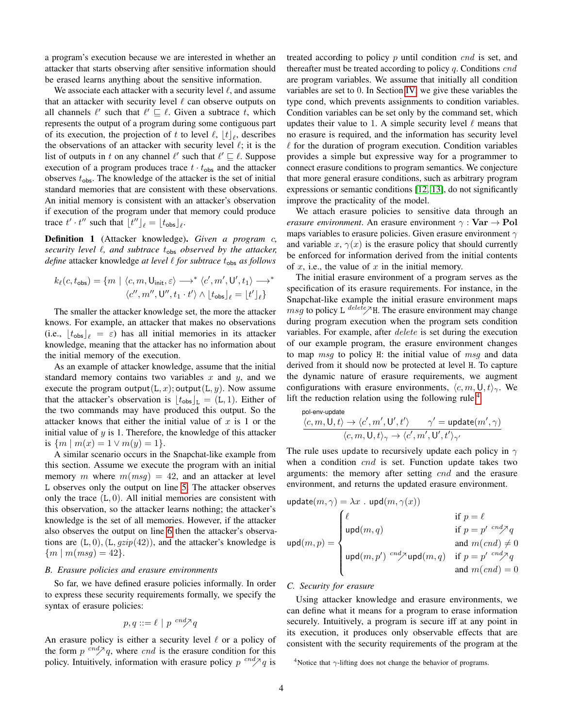a program's execution because we are interested in whether an attacker that starts observing after sensitive information should be erased learns anything about the sensitive information.

We associate each attacker with a security level $\ell$, and assume that an attacker with security level $\ell$ can observe outputs on all channels $\ell'$ such that $\ell' \sqsubseteq \ell$. Given a subtrace $t$, which represents the output of a program during some contiguous part of its execution, the projection of $t$ to level $\ell$, $\lfloor t \rfloor_\ell$, describes the observations of an attacker with security level $\ell$; it is the list of outputs in $t$ on any channel $\ell'$ such that $\ell' \sqsubseteq \ell$. Suppose execution of a program produces trace $t \cdot t_{\mathsf{obs}}$ and the attacker observes $t_{\mathsf{obs}}$. The knowledge of the attacker is the set of initial standard memories that are consistent with these observations. An initial memory is consistent with an attacker's observation if execution of the program under that memory could produce trace $t' \cdot t''$ such that $\lfloor t'' \rfloor_\ell = \lfloor t_{\mathsf{obs}} \rfloor_\ell$.

**Definition 1** (Attacker knowledge). *Given a program $c$, security level $\ell$, and subtrace $t_{\mathsf{obs}}$ observed by the attacker, define* attacker knowledge *at level $\ell$ for subtrace $t_{\mathsf{obs}}$ as follows*

$$k_\ell(c, t_{\mathsf{obs}}) = \{m \mid \langle c, m, \mathsf{U}_{\mathsf{init}}, \varepsilon\rangle \longrightarrow^* \langle c', m', \mathsf{U}', t_1\rangle \longrightarrow^* \langle c'', m'', \mathsf{U}'', t_1 \cdot t'\rangle \wedge \lfloor t_{\mathsf{obs}} \rfloor_\ell = \lfloor t' \rfloor_\ell\}$$

The smaller the attacker knowledge set, the more the attacker knows. For example, an attacker that makes no observations (i.e., $\lfloor t_{\mathsf{obs}} \rfloor_\ell = \varepsilon$) has all initial memories in its attacker knowledge, meaning that the attacker has no information about the initial memory of the execution.

As an example of attacker knowledge, assume that the initial standard memory contains two variables $x$ and $y$, and we execute the program $\mathsf{output}(\mathtt{L}, x); \mathsf{output}(\mathtt{L}, y)$. Now assume that the attacker's observation is $\lfloor t_{\mathsf{obs}} \rfloor_{\mathtt{L}} = (\mathtt{L}, 1)$. Either of the two commands may have produced this output. So the attacker knows that either the initial value of $x$ is 1 or the initial value of $y$ is 1. Therefore, the knowledge of this attacker is $\{m \mid m(x) = 1 \vee m(y) = 1\}$.

A similar scenario occurs in the Snapchat-like example from this section. Assume we execute the program with an initial memory $m$ where $m(msg) = 42$, and an attacker at level L observes only the output on line 5. The attacker observes only the trace $(\mathtt{L}, 0)$. All initial memories are consistent with this observation, so the attacker learns nothing; the attacker's knowledge is the set of all memories. However, if the attacker also observes the output on line 6 then the attacker's observations are $(\mathtt{L}, 0), (\mathtt{L}, gzip(42))$, and the attacker's knowledge is $\{m \mid m(msg) = 42\}$.

### B. Erasure policies and erasure environments

So far, we have defined erasure policies informally. In order to express these security requirements formally, we specify the syntax of erasure policies:

$$p, q ::= \ell \mid p \overset{cnd}{\nearrow} q$$

An erasure policy is either a security level $\ell$ or a policy of the form $p \overset{cnd}{\nearrow} q$, where $cnd$ is the erasure condition for this policy. Intuitively, information with erasure policy $p \overset{cnd}{\nearrow} q$ is treated according to policy $p$ until condition $cnd$ is set, and thereafter must be treated according to policy $q$. Conditions $cnd$ are program variables. We assume that initially all condition variables are set to 0. In Section IV, we give these variables the type cond, which prevents assignments to condition variables. Condition variables can be set only by the command set, which updates their value to 1. A simple security level $\ell$ means that no erasure is required, and the information has security level $\ell$ for the duration of program execution. Condition variables provides a simple but expressive way for a programmer to connect erasure conditions to program semantics. We conjecture that more general erasure conditions, such as arbitrary program expressions or semantic conditions [12, 13], do not significantly improve the practicality of the model.

We attach erasure policies to sensitive data through an *erasure environment*. An erasure environment $\gamma : \mathbf{Var} \to \mathbf{Pol}$ maps variables to erasure policies. Given erasure environment $\gamma$ and variable $x$, $\gamma(x)$ is the erasure policy that should currently be enforced for information derived from the initial contents of $x$, i.e., the value of $x$ in the initial memory.

The initial erasure environment of a program serves as the specification of its erasure requirements. For instance, in the Snapchat-like example the initial erasure environment maps $msg$ to policy $\mathtt{L} \overset{delete}{\nearrow} \mathtt{H}$. The erasure environment may change during program execution when the program sets condition variables. For example, after $delete$ is set during the execution of our example program, the erasure environment changes to map $msg$ to policy H: the initial value of $msg$ and data derived from it should now be protected at level H. To capture the dynamic nature of erasure requirements, we augment configurations with erasure environments, $\langle c, m, \mathsf{U}, t\rangle_\gamma$. We lift the reduction relation using the following rule.[4]

$$\textsf{pol-env-update}\quad \frac{\langle c, m, \mathsf{U}, t\rangle \to \langle c', m', \mathsf{U}', t'\rangle \qquad \gamma' = \mathsf{update}(m', \gamma)}{\langle c, m, \mathsf{U}, t\rangle_\gamma \to \langle c', m', \mathsf{U}', t'\rangle_{\gamma'}}$$

The rule uses update to recursively update each policy in $\gamma$ when a condition $cnd$ is set. Function update takes two arguments: the memory after setting $cnd$ and the erasure environment, and returns the updated erasure environment.

$$\mathsf{update}(m, \gamma) = \lambda x \,.\, \mathsf{upd}(m, \gamma(x))$$

$$\mathsf{upd}(m, p) = \begin{cases} \ell & \text{if } p = \ell \\ \mathsf{upd}(m, q) & \text{if } p = p' \overset{cnd}{\nearrow} q \text{ and } m(cnd) \neq 0 \\ \mathsf{upd}(m, p') \overset{cnd}{\nearrow} \mathsf{upd}(m, q) & \text{if } p = p' \overset{cnd}{\nearrow} q \text{ and } m(cnd) = 0 \end{cases}$$

### C. Security for erasure

Using attacker knowledge and erasure environments, we can define what it means for a program to erase information securely. Intuitively, a program is secure iff at any point in its execution, it produces only observable effects that are consistent with the security requirements of the program at the

[4] Notice that $\gamma$-lifting does not change the behavior of programs.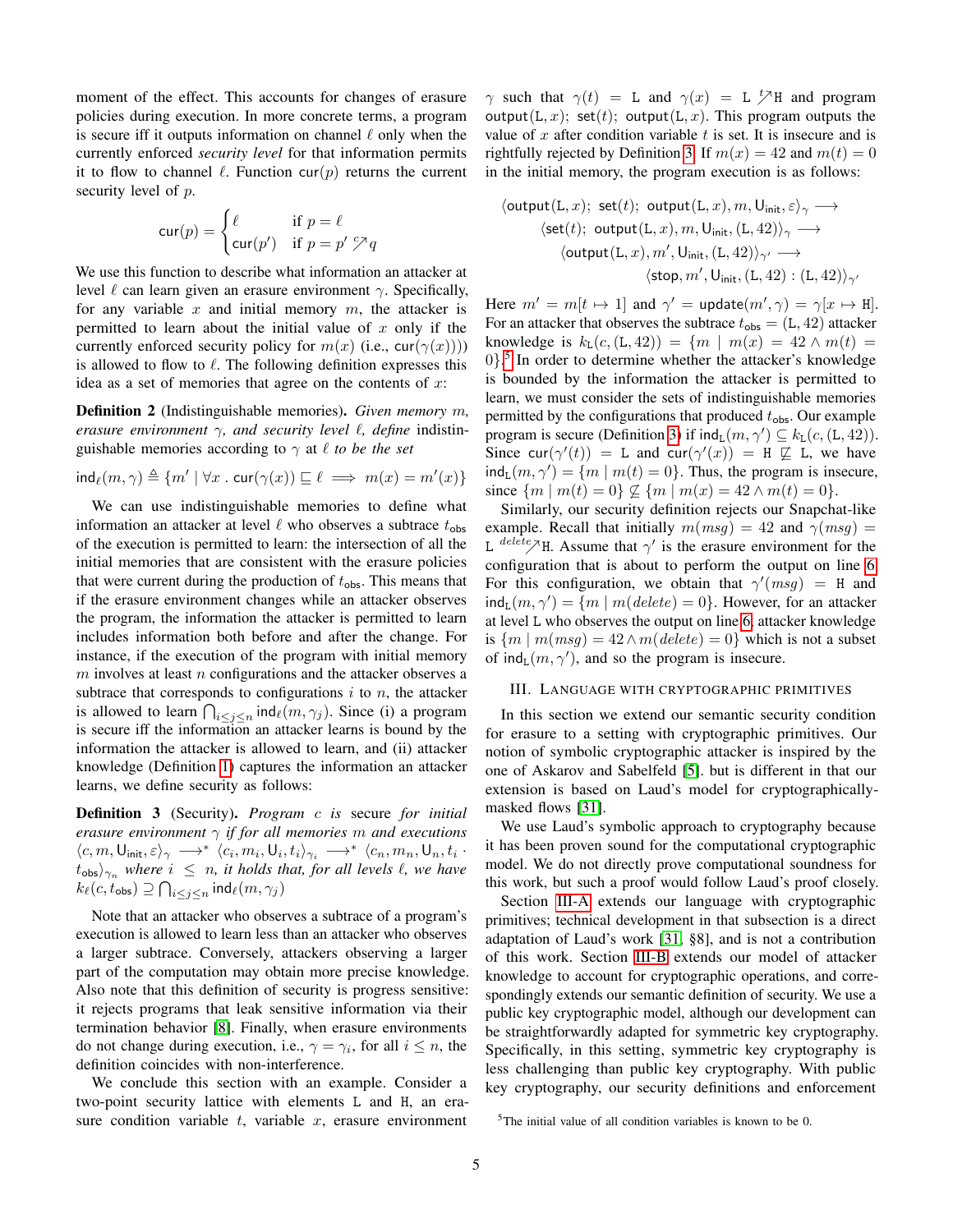moment of the effect. This accounts for changes of erasure policies during execution. In more concrete terms, a program is secure iff it outputs information on channel $\ell$ only when the currently enforced *security level* for that information permits it to flow to channel $\ell$. Function $\mathsf{cur}(p)$ returns the current security level of $p$.

$$\mathsf{cur}(p) = \begin{cases} \ell & \text{if } p = \ell \\ \mathsf{cur}(p') & \text{if } p = p' \overset{c}{\nearrow} q \end{cases}$$

We use this function to describe what information an attacker at level $\ell$ can learn given an erasure environment $\gamma$. Specifically, for any variable $x$ and initial memory $m$, the attacker is permitted to learn about the initial value of $x$ only if the currently enforced security policy for $m(x)$ (i.e., $\mathsf{cur}(\gamma(x))$) is allowed to flow to $\ell$. The following definition expresses this idea as a set of memories that agree on the contents of $x$:

**Definition 2** (Indistinguishable memories). *Given memory $m$, erasure environment $\gamma$, and security level $\ell$, define* indistinguishable memories according to $\gamma$ at $\ell$ *to be the set*

$$\mathsf{ind}_\ell(m, \gamma) \triangleq \{m' \mid \forall x \,.\, \mathsf{cur}(\gamma(x)) \sqsubseteq \ell \implies m(x) = m'(x)\}$$

We can use indistinguishable memories to define what information an attacker at level $\ell$ who observes a subtrace $t_{\mathsf{obs}}$ of the execution is permitted to learn: the intersection of all the initial memories that are consistent with the erasure policies that were current during the production of $t_{\mathsf{obs}}$. This means that if the erasure environment changes while an attacker observes the program, the information the attacker is permitted to learn includes information both before and after the change. For instance, if the execution of the program with initial memory $m$ involves at least $n$ configurations and the attacker observes a subtrace that corresponds to configurations $i$ to $n$, the attacker is allowed to learn $\bigcap_{i \le j \le n} \mathsf{ind}_\ell(m, \gamma_j)$. Since (i) a program is secure iff the information an attacker learns is bound by the information the attacker is allowed to learn, and (ii) attacker knowledge (Definition 1) captures the information an attacker learns, we define security as follows:

**Definition 3** (Security). *Program $c$ is* secure *for initial erasure environment $\gamma$ if for all memories $m$ and executions $\langle c, m, \mathsf{U}_{\mathsf{init}}, \varepsilon\rangle_\gamma \longrightarrow^* \langle c_i, m_i, \mathsf{U}_i, t_i\rangle_{\gamma_i} \longrightarrow^* \langle c_n, m_n, \mathsf{U}_n, t_i \cdot t_{\mathsf{obs}}\rangle_{\gamma_n}$ where $i \le n$, it holds that, for all levels $\ell$, we have $k_\ell(c, t_{\mathsf{obs}}) \supseteq \bigcap_{i \le j \le n} \mathsf{ind}_\ell(m, \gamma_j)$*

Note that an attacker who observes a subtrace of a program's execution is allowed to learn less than an attacker who observes a larger subtrace. Conversely, attackers observing a larger part of the computation may obtain more precise knowledge. Also note that this definition of security is progress sensitive: it rejects programs that leak sensitive information via their termination behavior [8]. Finally, when erasure environments do not change during execution, i.e., $\gamma = \gamma_i$, for all $i \le n$, the definition coincides with non-interference.

We conclude this section with an example. Consider a two-point security lattice with elements L and H, an erasure condition variable $t$, variable $x$, erasure environment $\gamma$ such that $\gamma(t) = \mathtt{L}$ and $\gamma(x) = \mathtt{L} \overset{t}{\nearrow} \mathtt{H}$ and program $\mathsf{output}(\mathtt{L}, x);\ \mathsf{set}(t);\ \mathsf{output}(\mathtt{L}, x)$. This program outputs the value of $x$ after condition variable $t$ is set. It is insecure and is rightfully rejected by Definition 3. If $m(x) = 42$ and $m(t) = 0$ in the initial memory, the program execution is as follows:

$$\begin{aligned}
&\langle \mathsf{output}(\mathtt{L}, x);\ \mathsf{set}(t);\ \mathsf{output}(\mathtt{L}, x), m, \mathsf{U}_{\mathsf{init}}, \varepsilon\rangle_\gamma \longrightarrow \\
&\quad\langle \mathsf{set}(t);\ \mathsf{output}(\mathtt{L}, x), m, \mathsf{U}_{\mathsf{init}}, (\mathtt{L}, 42)\rangle_\gamma \longrightarrow \\
&\quad\quad\langle \mathsf{output}(\mathtt{L}, x), m', \mathsf{U}_{\mathsf{init}}, (\mathtt{L}, 42)\rangle_{\gamma'} \longrightarrow \\
&\quad\quad\quad\langle \mathsf{stop}, m', \mathsf{U}_{\mathsf{init}}, (\mathtt{L}, 42) : (\mathtt{L}, 42)\rangle_{\gamma'}
\end{aligned}$$

Here $m' = m[t \mapsto 1]$ and $\gamma' = \mathsf{update}(m', \gamma) = \gamma[x \mapsto \mathtt{H}]$. For an attacker that observes the subtrace $t_{\mathsf{obs}} = (\mathtt{L}, 42)$ attacker knowledge is $k_{\mathtt{L}}(c, (\mathtt{L}, 42)) = \{m \mid m(x) = 42 \wedge m(t) = 0\}$.[5] In order to determine whether the attacker's knowledge is bounded by the information the attacker is permitted to learn, we must consider the sets of indistinguishable memories permitted by the configurations that produced $t_{\mathsf{obs}}$. Our example program is secure (Definition 3) if $\mathsf{ind}_{\mathtt{L}}(m, \gamma') \subseteq k_{\mathtt{L}}(c, (\mathtt{L}, 42))$. Since $\mathsf{cur}(\gamma'(t)) = \mathtt{L}$ and $\mathsf{cur}(\gamma'(x)) = \mathtt{H} \not\sqsubseteq \mathtt{L}$, we have $\mathsf{ind}_{\mathtt{L}}(m, \gamma') = \{m \mid m(t) = 0\}$. Thus, the program is insecure, since $\{m \mid m(t) = 0\} \not\subseteq \{m \mid m(x) = 42 \wedge m(t) = 0\}$.

Similarly, our security definition rejects our Snapchat-like example. Recall that initially $m(msg) = 42$ and $\gamma(msg) = \mathtt{L} \overset{delete}{\nearrow} \mathtt{H}$. Assume that $\gamma'$ is the erasure environment for the configuration that is about to perform the output on line 6. For this configuration, we obtain that $\gamma'(msg) = \mathtt{H}$ and $\mathsf{ind}_{\mathtt{L}}(m, \gamma') = \{m \mid m(delete) = 0\}$. However, for an attacker at level L who observes the output on line 6, attacker knowledge is $\{m \mid m(msg) = 42 \wedge m(delete) = 0\}$ which is not a subset of $\mathsf{ind}_{\mathtt{L}}(m, \gamma')$, and so the program is insecure.

## III. Language with cryptographic primitives

In this section we extend our semantic security condition for erasure to a setting with cryptographic primitives. Our notion of symbolic cryptographic attacker is inspired by the one of Askarov and Sabelfeld [5]. but is different in that our extension is based on Laud's model for cryptographically-masked flows [31].

We use Laud's symbolic approach to cryptography because it has been proven sound for the computational cryptographic model. We do not directly prove computational soundness for this work, but such a proof would follow Laud's proof closely.

Section III-A extends our language with cryptographic primitives; technical development in that subsection is a direct adaptation of Laud's work [31, §8], and is not a contribution of this work. Section III-B extends our model of attacker knowledge to account for cryptographic operations, and correspondingly extends our semantic definition of security. We use a public key cryptographic model, although our development can be straightforwardly adapted for symmetric key cryptography. Specifically, in this setting, symmetric key cryptography is less challenging than public key cryptography. With public key cryptography, our security definitions and enforcement

[5] The initial value of all condition variables is known to be 0.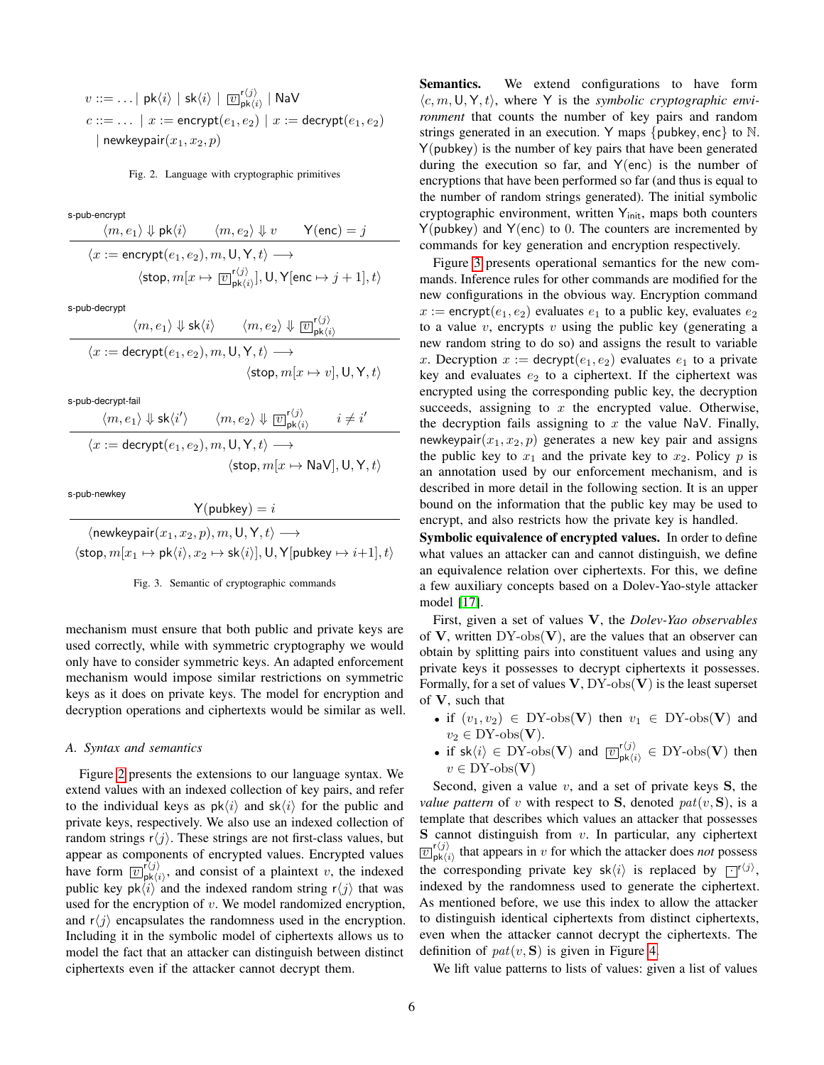$$v ::= \ldots \mid \mathsf{pk}\langle i\rangle \mid \mathsf{sk}\langle i\rangle \mid \boxed{v}^{\mathsf{r}\langle j\rangle}_{\mathsf{pk}\langle i\rangle} \mid \mathsf{NaV}$$
$$c ::= \ldots \mid x := \mathsf{encrypt}(e_1, e_2) \mid x := \mathsf{decrypt}(e_1, e_2) \mid \mathsf{newkeypair}(x_1, x_2, p)$$

Fig. 2. Language with cryptographic primitives

s-pub-encrypt
$$\frac{\langle m, e_1\rangle \Downarrow \mathsf{pk}\langle i\rangle \qquad \langle m, e_2\rangle \Downarrow v \qquad \mathsf{Y}(\mathsf{enc}) = j}{\langle x := \mathsf{encrypt}(e_1, e_2), m, \mathsf{U}, \mathsf{Y}, t\rangle \longrightarrow \langle \mathsf{stop}, m[x \mapsto \boxed{v}^{\mathsf{r}\langle j\rangle}_{\mathsf{pk}\langle i\rangle}], \mathsf{U}, \mathsf{Y}[\mathsf{enc} \mapsto j+1], t\rangle}$$

s-pub-decrypt
$$\frac{\langle m, e_1\rangle \Downarrow \mathsf{sk}\langle i\rangle \qquad \langle m, e_2\rangle \Downarrow \boxed{v}^{\mathsf{r}\langle j\rangle}_{\mathsf{pk}\langle i\rangle}}{\langle x := \mathsf{decrypt}(e_1, e_2), m, \mathsf{U}, \mathsf{Y}, t\rangle \longrightarrow \langle \mathsf{stop}, m[x \mapsto v], \mathsf{U}, \mathsf{Y}, t\rangle}$$

s-pub-decrypt-fail
$$\frac{\langle m, e_1\rangle \Downarrow \mathsf{sk}\langle i'\rangle \qquad \langle m, e_2\rangle \Downarrow \boxed{v}^{\mathsf{r}\langle j\rangle}_{\mathsf{pk}\langle i\rangle} \qquad i \neq i'}{\langle x := \mathsf{decrypt}(e_1, e_2), m, \mathsf{U}, \mathsf{Y}, t\rangle \longrightarrow \langle \mathsf{stop}, m[x \mapsto \mathsf{NaV}], \mathsf{U}, \mathsf{Y}, t\rangle}$$

s-pub-newkey
$$\frac{\mathsf{Y}(\mathsf{pubkey}) = i}{\langle \mathsf{newkeypair}(x_1, x_2, p), m, \mathsf{U}, \mathsf{Y}, t\rangle \longrightarrow \langle \mathsf{stop}, m[x_1 \mapsto \mathsf{pk}\langle i\rangle, x_2 \mapsto \mathsf{sk}\langle i\rangle], \mathsf{U}, \mathsf{Y}[\mathsf{pubkey} \mapsto i{+}1], t\rangle}$$

Fig. 3. Semantic of cryptographic commands

mechanism must ensure that both public and private keys are used correctly, while with symmetric cryptography we would only have to consider symmetric keys. An adapted enforcement mechanism would impose similar restrictions on symmetric keys as it does on private keys. The model for encryption and decryption operations and ciphertexts would be similar as well.

### A. Syntax and semantics

Figure 2 presents the extensions to our language syntax. We extend values with an indexed collection of key pairs, and refer to the individual keys as $\mathsf{pk}\langle i\rangle$ and $\mathsf{sk}\langle i\rangle$ for the public and private keys, respectively. We also use an indexed collection of random strings $\mathsf{r}\langle j\rangle$. These strings are not first-class values, but appear as components of encrypted values. Encrypted values have form $\boxed{v}^{\mathsf{r}\langle j\rangle}_{\mathsf{pk}\langle i\rangle}$, and consist of a plaintext $v$, the indexed public key $\mathsf{pk}\langle i\rangle$ and the indexed random string $\mathsf{r}\langle j\rangle$ that was used for the encryption of $v$. We model randomized encryption, and $\mathsf{r}\langle j\rangle$ encapsulates the randomness used in the encryption. Including it in the symbolic model of ciphertexts allows us to model the fact that an attacker can distinguish between distinct ciphertexts even if the attacker cannot decrypt them.

**Semantics.** We extend configurations to have form $\langle c, m, \mathsf{U}, \mathsf{Y}, t\rangle$, where $\mathsf{Y}$ is the *symbolic cryptographic environment* that counts the number of key pairs and random strings generated in an execution. $\mathsf{Y}$ maps $\{\mathsf{pubkey}, \mathsf{enc}\}$ to $\mathbb{N}$. $\mathsf{Y}(\mathsf{pubkey})$ is the number of key pairs that have been generated during the execution so far, and $\mathsf{Y}(\mathsf{enc})$ is the number of encryptions that have been performed so far (and thus is equal to the number of random strings generated). The initial symbolic cryptographic environment, written $\mathsf{Y}_{\mathsf{init}}$, maps both counters $\mathsf{Y}(\mathsf{pubkey})$ and $\mathsf{Y}(\mathsf{enc})$ to 0. The counters are incremented by commands for key generation and encryption respectively.

Figure 3 presents operational semantics for the new commands. Inference rules for other commands are modified for the new configurations in the obvious way. Encryption command $x := \mathsf{encrypt}(e_1, e_2)$ evaluates $e_1$ to a public key, evaluates $e_2$ to a value $v$, encrypts $v$ using the public key (generating a new random string to do so) and assigns the result to variable $x$. Decryption $x := \mathsf{decrypt}(e_1, e_2)$ evaluates $e_1$ to a private key and evaluates $e_2$ to a ciphertext. If the ciphertext was encrypted using the corresponding public key, the decryption succeeds, assigning to $x$ the encrypted value. Otherwise, the decryption fails assigning to $x$ the value $\mathsf{NaV}$. Finally, $\mathsf{newkeypair}(x_1, x_2, p)$ generates a new key pair and assigns the public key to $x_1$ and the private key to $x_2$. Policy $p$ is an annotation used by our enforcement mechanism, and is described in more detail in the following section. It is an upper bound on the information that the public key may be used to encrypt, and also restricts how the private key is handled.

**Symbolic equivalence of encrypted values.** In order to define what values an attacker can and cannot distinguish, we define an equivalence relation over ciphertexts. For this, we define a few auxiliary concepts based on a Dolev-Yao-style attacker model [17].

First, given a set of values $\mathbf{V}$, the *Dolev-Yao observables* of $\mathbf{V}$, written $\text{DY-obs}(\mathbf{V})$, are the values that an observer can obtain by splitting pairs into constituent values and using any private keys it possesses to decrypt ciphertexts it possesses. Formally, for a set of values $\mathbf{V}$, $\text{DY-obs}(\mathbf{V})$ is the least superset of $\mathbf{V}$, such that

- if $(v_1, v_2) \in \text{DY-obs}(\mathbf{V})$ then $v_1 \in \text{DY-obs}(\mathbf{V})$ and $v_2 \in \text{DY-obs}(\mathbf{V})$.
- if $\mathsf{sk}\langle i\rangle \in \text{DY-obs}(\mathbf{V})$ and $\boxed{v}^{\mathsf{r}\langle j\rangle}_{\mathsf{pk}\langle i\rangle} \in \text{DY-obs}(\mathbf{V})$ then $v \in \text{DY-obs}(\mathbf{V})$

Second, given a value $v$, and a set of private keys $\mathbf{S}$, the *value pattern* of $v$ with respect to $\mathbf{S}$, denoted $pat(v, \mathbf{S})$, is a template that describes which values an attacker that possesses $\mathbf{S}$ cannot distinguish from $v$. In particular, any ciphertext $\boxed{v}^{\mathsf{r}\langle j\rangle}_{\mathsf{pk}\langle i\rangle}$ that appears in $v$ for which the attacker does *not* possess the corresponding private key $\mathsf{sk}\langle i\rangle$ is replaced by $\boxed{\cdot}^{\mathsf{r}\langle j\rangle}$, indexed by the randomness used to generate the ciphertext. As mentioned before, we use this index to allow the attacker to distinguish identical ciphertexts from distinct ciphertexts, even when the attacker cannot decrypt the ciphertexts. The definition of $pat(v, \mathbf{S})$ is given in Figure 4.

We lift value patterns to lists of values: given a list of values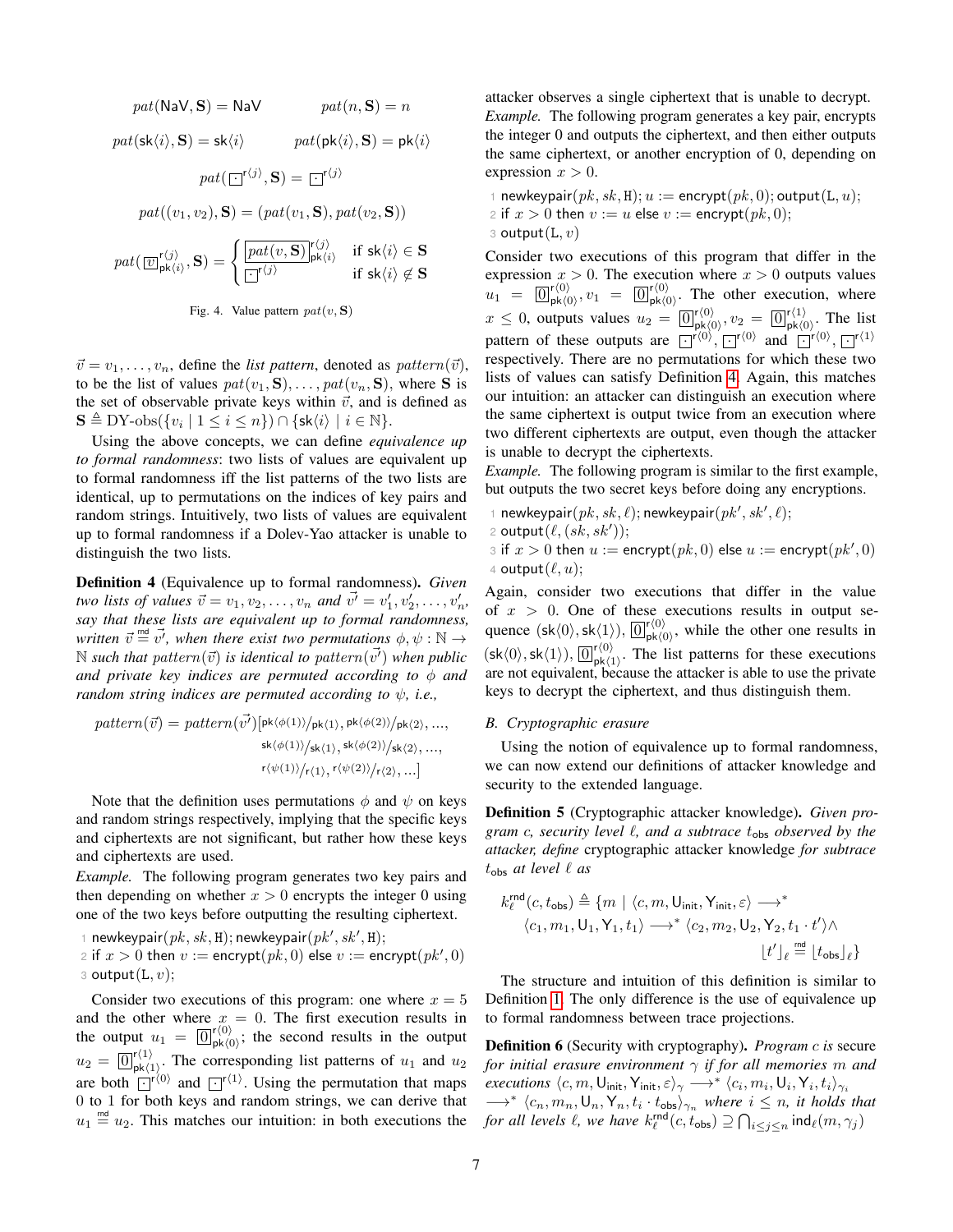$$pat(\mathsf{NaV}, \mathbf{S}) = \mathsf{NaV} \qquad pat(n, \mathbf{S}) = n$$

$$pat(\mathsf{sk}\langle i\rangle, \mathbf{S}) = \mathsf{sk}\langle i\rangle \qquad pat(\mathsf{pk}\langle i\rangle, \mathbf{S}) = \mathsf{pk}\langle i\rangle$$

$$pat(\boxed{\cdot}^{\mathsf{r}\langle j\rangle}, \mathbf{S}) = \boxed{\cdot}^{\mathsf{r}\langle j\rangle}$$

$$pat((v_1, v_2), \mathbf{S}) = (pat(v_1, \mathbf{S}), pat(v_2, \mathbf{S}))$$

$$pat(\boxed{v}^{\mathsf{r}\langle j\rangle}_{\mathsf{pk}\langle i\rangle}, \mathbf{S}) = \begin{cases} \boxed{pat(v, \mathbf{S})}^{\mathsf{r}\langle j\rangle}_{\mathsf{pk}\langle i\rangle} & \text{if } \mathsf{sk}\langle i\rangle \in \mathbf{S} \\ \boxed{\cdot}^{\mathsf{r}\langle j\rangle} & \text{if } \mathsf{sk}\langle i\rangle \notin \mathbf{S} \end{cases}$$

Fig. 4. Value pattern $pat(v, \mathbf{S})$

$\vec{v} = v_1, \ldots, v_n$, define the *list pattern*, denoted as $pattern(\vec{v})$, to be the list of values $pat(v_1, \mathbf{S}), \ldots, pat(v_n, \mathbf{S})$, where $\mathbf{S}$ is the set of observable private keys within $\vec{v}$, and is defined as $\mathbf{S} \triangleq \text{DY-obs}(\{v_i \mid 1 \le i \le n\}) \cap \{\mathsf{sk}\langle i\rangle \mid i \in \mathbb{N}\}$.

Using the above concepts, we can define *equivalence up to formal randomness*: two lists of values are equivalent up to formal randomness iff the list patterns of the two lists are identical, up to permutations on the indices of key pairs and random strings. Intuitively, two lists of values are equivalent up to formal randomness if a Dolev-Yao attacker is unable to distinguish the two lists.

**Definition 4** (Equivalence up to formal randomness)**.** *Given two lists of values $\vec{v} = v_1, v_2, \ldots, v_n$ and $\vec{v'} = v'_1, v'_2, \ldots, v'_n$, say that these lists are equivalent up to formal randomness, written $\vec{v} \stackrel{\mathsf{rnd}}{=} \vec{v'}$, when there exist two permutations $\phi, \psi : \mathbb{N} \to \mathbb{N}$ such that $pattern(\vec{v})$ is identical to $pattern(\vec{v'})$ when public and private key indices are permuted according to $\phi$ and random string indices are permuted according to $\psi$, i.e.,*

$$pattern(\vec{v}) = pattern(\vec{v'})[\mathsf{pk}\langle\phi(1)\rangle/\mathsf{pk}\langle 1\rangle, \mathsf{pk}\langle\phi(2)\rangle/\mathsf{pk}\langle 2\rangle, \ldots, \mathsf{sk}\langle\phi(1)\rangle/\mathsf{sk}\langle 1\rangle, \mathsf{sk}\langle\phi(2)\rangle/\mathsf{sk}\langle 2\rangle, \ldots, \mathsf{r}\langle\psi(1)\rangle/\mathsf{r}\langle 1\rangle, \mathsf{r}\langle\psi(2)\rangle/\mathsf{r}\langle 2\rangle, \ldots]$$

Note that the definition uses permutations $\phi$ and $\psi$ on keys and random strings respectively, implying that the specific keys and ciphertexts are not significant, but rather how these keys and ciphertexts are used.

*Example.* The following program generates two key pairs and then depending on whether $x > 0$ encrypts the integer 0 using one of the two keys before outputting the resulting ciphertext.

```
1 newkeypair(pk, sk, H); newkeypair(pk', sk', H);
2 if x > 0 then v := encrypt(pk, 0) else v := encrypt(pk', 0)
3 output(L, v);
```

Consider two executions of this program: one where $x = 5$ and the other where $x = 0$. The first execution results in the output $u_1 = \boxed{0}^{\mathsf{r}\langle 0\rangle}_{\mathsf{pk}\langle 0\rangle}$; the second results in the output $u_2 = \boxed{0}^{\mathsf{r}\langle 1\rangle}_{\mathsf{pk}\langle 1\rangle}$. The corresponding list patterns of $u_1$ and $u_2$ are both $\boxed{\cdot}^{\mathsf{r}\langle 0\rangle}$ and $\boxed{\cdot}^{\mathsf{r}\langle 1\rangle}$. Using the permutation that maps 0 to 1 for both keys and random strings, we can derive that $u_1 \stackrel{\mathsf{rnd}}{=} u_2$. This matches our intuition: in both executions the attacker observes a single ciphertext that is unable to decrypt.

*Example.* The following program generates a key pair, encrypts the integer 0 and outputs the ciphertext, and then either outputs the same ciphertext, or another encryption of 0, depending on expression $x > 0$.

```
1 newkeypair(pk, sk, H); u := encrypt(pk, 0); output(L, u);
2 if x > 0 then v := u else v := encrypt(pk, 0);
3 output(L, v)
```

Consider two executions of this program that differ in the expression $x > 0$. The execution where $x > 0$ outputs values $u_1 = \boxed{0}^{\mathsf{r}\langle 0\rangle}_{\mathsf{pk}\langle 0\rangle}, v_1 = \boxed{0}^{\mathsf{r}\langle 0\rangle}_{\mathsf{pk}\langle 0\rangle}$. The other execution, where $x \le 0$, outputs values $u_2 = \boxed{0}^{\mathsf{r}\langle 0\rangle}_{\mathsf{pk}\langle 0\rangle}, v_2 = \boxed{0}^{\mathsf{r}\langle 1\rangle}_{\mathsf{pk}\langle 0\rangle}$. The list pattern of these outputs are $\boxed{\cdot}^{\mathsf{r}\langle 0\rangle}, \boxed{\cdot}^{\mathsf{r}\langle 0\rangle}$ and $\boxed{\cdot}^{\mathsf{r}\langle 0\rangle}, \boxed{\cdot}^{\mathsf{r}\langle 1\rangle}$ respectively. There are no permutations for which these two lists of values can satisfy Definition 4. Again, this matches our intuition: an attacker can distinguish an execution where the same ciphertext is output twice from an execution where two different ciphertexts are output, even though the attacker is unable to decrypt the ciphertexts.

*Example.* The following program is similar to the first example, but outputs the two secret keys before doing any encryptions.

```
1 newkeypair(pk, sk, ℓ); newkeypair(pk', sk', ℓ);
2 output(ℓ, (sk, sk'));
3 if x > 0 then u := encrypt(pk, 0) else u := encrypt(pk', 0)
4 output(ℓ, u);
```

Again, consider two executions that differ in the value of $x > 0$. One of these executions results in output sequence $(\mathsf{sk}\langle 0\rangle, \mathsf{sk}\langle 1\rangle), \boxed{0}^{\mathsf{r}\langle 0\rangle}_{\mathsf{pk}\langle 0\rangle}$, while the other one results in $(\mathsf{sk}\langle 0\rangle, \mathsf{sk}\langle 1\rangle), \boxed{0}^{\mathsf{r}\langle 0\rangle}_{\mathsf{pk}\langle 1\rangle}$. The list patterns for these executions are not equivalent, because the attacker is able to use the private keys to decrypt the ciphertext, and thus distinguish them.

### B. Cryptographic erasure

Using the notion of equivalence up to formal randomness, we can now extend our definitions of attacker knowledge and security to the extended language.

**Definition 5** (Cryptographic attacker knowledge)**.** *Given program $c$, security level $\ell$, and a subtrace $t_{\mathsf{obs}}$ observed by the attacker, define* cryptographic attacker knowledge *for subtrace $t_{\mathsf{obs}}$ at level $\ell$ as*

$$k^{\mathsf{rnd}}_{\ell}(c, t_{\mathsf{obs}}) \triangleq \{m \mid \langle c, m, \mathsf{U}_{\mathsf{init}}, \mathsf{Y}_{\mathsf{init}}, \varepsilon\rangle \longrightarrow^* \langle c_1, m_1, \mathsf{U}_1, \mathsf{Y}_1, t_1\rangle \longrightarrow^* \langle c_2, m_2, \mathsf{U}_2, \mathsf{Y}_2, t_1 \cdot t'\rangle \wedge \lfloor t'\rfloor_{\ell} \stackrel{\mathsf{rnd}}{=} \lfloor t_{\mathsf{obs}}\rfloor_{\ell}\}$$

The structure and intuition of this definition is similar to Definition 1. The only difference is the use of equivalence up to formal randomness between trace projections.

**Definition 6** (Security with cryptography)**.** *Program $c$ is* secure *for initial erasure environment $\gamma$ if for all memories $m$ and executions $\langle c, m, \mathsf{U}_{\mathsf{init}}, \mathsf{Y}_{\mathsf{init}}, \varepsilon\rangle_{\gamma} \longrightarrow^* \langle c_i, m_i, \mathsf{U}_i, \mathsf{Y}_i, t_i\rangle_{\gamma_i} \longrightarrow^* \langle c_n, m_n, \mathsf{U}_n, \mathsf{Y}_n, t_i \cdot t_{\mathsf{obs}}\rangle_{\gamma_n}$ where $i \le n$, it holds that for all levels $\ell$, we have $k^{\mathsf{rnd}}_{\ell}(c, t_{\mathsf{obs}}) \supseteq \bigcap_{i \le j \le n} \mathsf{ind}_{\ell}(m, \gamma_j)$*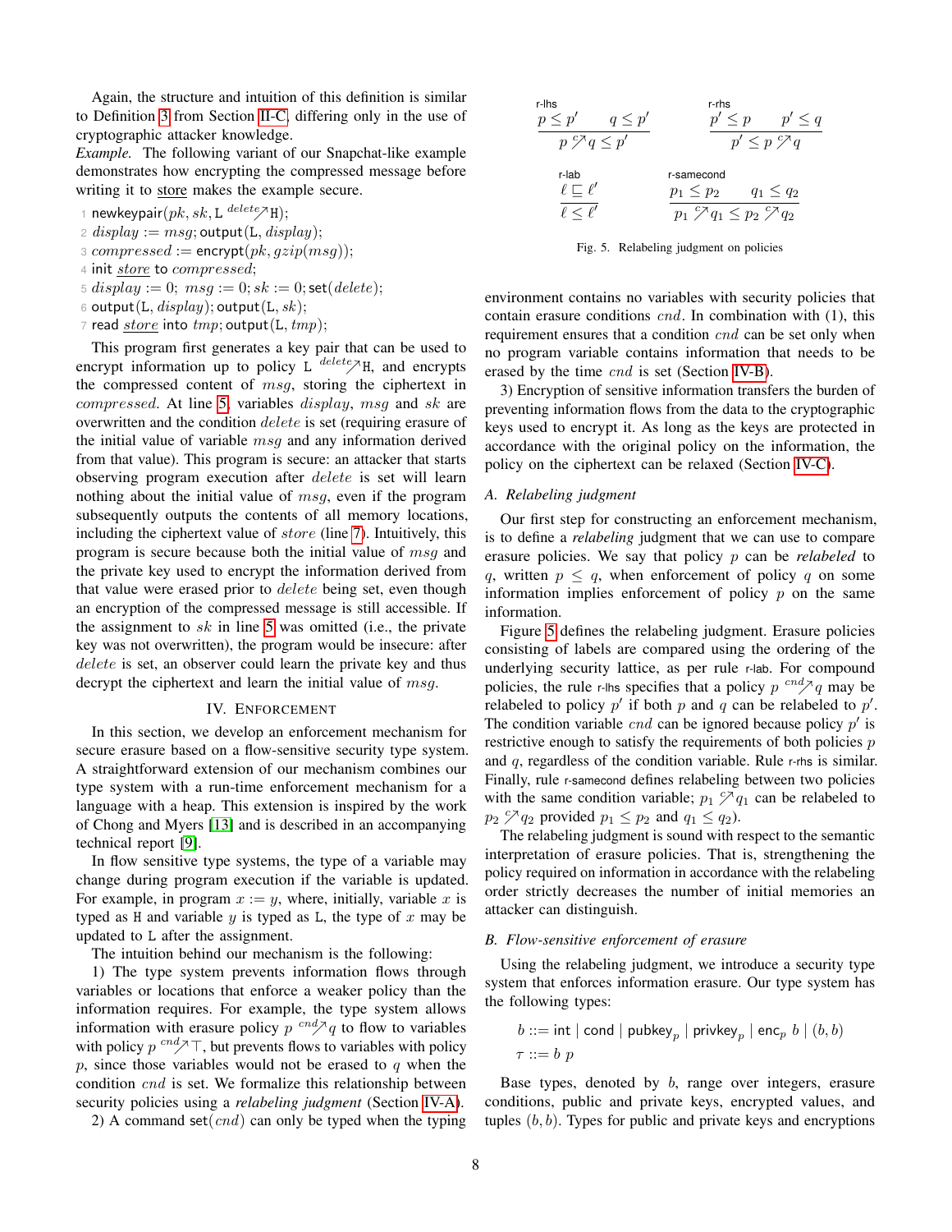Again, the structure and intuition of this definition is similar to Definition 3 from Section II-C, differing only in the use of cryptographic attacker knowledge.

*Example.* The following variant of our Snapchat-like example demonstrates how encrypting the compressed message before writing it to <u>store</u> makes the example secure.

1. $\mathsf{newkeypair}(pk, sk, \mathtt{L} \overset{delete}{\nearrow} \mathtt{H});$
2. $display := msg; \mathsf{output}(\mathtt{L}, display);$
3. $compressed := \mathsf{encrypt}(pk, gzip(msg));$
4. $\mathsf{init}\ \underline{store}\ \mathsf{to}\ compressed;$
5. $display := 0;\ msg := 0; sk := 0; \mathsf{set}(delete);$
6. $\mathsf{output}(\mathtt{L}, display); \mathsf{output}(\mathtt{L}, sk);$
7. $\mathsf{read}\ \underline{store}\ \mathsf{into}\ tmp; \mathsf{output}(\mathtt{L}, tmp);$

This program first generates a key pair that can be used to encrypt information up to policy $\mathtt{L} \overset{delete}{\nearrow} \mathtt{H}$, and encrypts the compressed content of $msg$, storing the ciphertext in $compressed$. At line 5, variables $display$, $msg$ and $sk$ are overwritten and the condition $delete$ is set (requiring erasure of the initial value of variable $msg$ and any information derived from that value). This program is secure: an attacker that starts observing program execution after $delete$ is set will learn nothing about the initial value of $msg$, even if the program subsequently outputs the contents of all memory locations, including the ciphertext value of $store$ (line 7). Intuitively, this program is secure because both the initial value of $msg$ and the private key used to encrypt the information derived from that value were erased prior to $delete$ being set, even though an encryption of the compressed message is still accessible. If the assignment to $sk$ in line 5 was omitted (i.e., the private key was not overwritten), the program would be insecure: after $delete$ is set, an observer could learn the private key and thus decrypt the ciphertext and learn the initial value of $msg$.

## IV. Enforcement

In this section, we develop an enforcement mechanism for secure erasure based on a flow-sensitive security type system. A straightforward extension of our mechanism combines our type system with a run-time enforcement mechanism for a language with a heap. This extension is inspired by the work of Chong and Myers [13] and is described in an accompanying technical report [9].

In flow sensitive type systems, the type of a variable may change during program execution if the variable is updated. For example, in program $x := y$, where, initially, variable $x$ is typed as $\mathtt{H}$ and variable $y$ is typed as $\mathtt{L}$, the type of $x$ may be updated to $\mathtt{L}$ after the assignment.

The intuition behind our mechanism is the following:

1) The type system prevents information flows through variables or locations that enforce a weaker policy than the information requires. For example, the type system allows information with erasure policy $p \overset{cnd}{\nearrow} q$ to flow to variables with policy $p \overset{cnd}{\nearrow} \top$, but prevents flows to variables with policy $p$, since those variables would not be erased to $q$ when the condition $cnd$ is set. We formalize this relationship between security policies using a *relabeling judgment* (Section IV-A).

2) A command $\mathsf{set}(cnd)$ can only be typed when the typing environment contains no variables with security policies that contain erasure conditions $cnd$. In combination with (1), this requirement ensures that a condition $cnd$ can be set only when no program variable contains information that needs to be erased by the time $cnd$ is set (Section IV-B).

3) Encryption of sensitive information transfers the burden of preventing information flows from the data to the cryptographic keys used to encrypt it. As long as the keys are protected in accordance with the original policy on the information, the policy on the ciphertext can be relaxed (Section IV-C).

### A. Relabeling judgment

Our first step for constructing an enforcement mechanism, is to define a *relabeling* judgment that we can use to compare erasure policies. We say that policy $p$ can be *relabeled* to $q$, written $p \leq q$, when enforcement of policy $q$ on some information implies enforcement of policy $p$ on the same information.

$$\textsc{r-lhs}\quad \frac{p \leq p' \qquad q \leq p'}{p \overset{c}{\nearrow} q \leq p'} \qquad\qquad \textsc{r-rhs}\quad \frac{p' \leq p \qquad p' \leq q}{p' \leq p \overset{c}{\nearrow} q}$$

$$\textsc{r-lab}\quad \frac{\ell \sqsubseteq \ell'}{\ell \leq \ell'} \qquad\qquad \textsc{r-samecond}\quad \frac{p_1 \leq p_2 \qquad q_1 \leq q_2}{p_1 \overset{c}{\nearrow} q_1 \leq p_2 \overset{c}{\nearrow} q_2}$$

Fig. 5. Relabeling judgment on policies

Figure 5 defines the relabeling judgment. Erasure policies consisting of labels are compared using the ordering of the underlying security lattice, as per rule r-lab. For compound policies, the rule r-lhs specifies that a policy $p \overset{cnd}{\nearrow} q$ may be relabeled to policy $p'$ if both $p$ and $q$ can be relabeled to $p'$. The condition variable $cnd$ can be ignored because policy $p'$ is restrictive enough to satisfy the requirements of both policies $p$ and $q$, regardless of the condition variable. Rule r-rhs is similar. Finally, rule r-samecond defines relabeling between two policies with the same condition variable; $p_1 \overset{c}{\nearrow} q_1$ can be relabeled to $p_2 \overset{c}{\nearrow} q_2$ provided $p_1 \leq p_2$ and $q_1 \leq q_2$).

The relabeling judgment is sound with respect to the semantic interpretation of erasure policies. That is, strengthening the policy required on information in accordance with the relabeling order strictly decreases the number of initial memories an attacker can distinguish.

### B. Flow-sensitive enforcement of erasure

Using the relabeling judgment, we introduce a security type system that enforces information erasure. Our type system has the following types:

$$b ::= \mathsf{int} \mid \mathsf{cond} \mid \mathsf{pubkey}_p \mid \mathsf{privkey}_p \mid \mathsf{enc}_p\ b \mid (b, b)$$
$$\tau ::= b\ p$$

Base types, denoted by $b$, range over integers, erasure conditions, public and private keys, encrypted values, and tuples $(b, b)$. Types for public and private keys and encryptions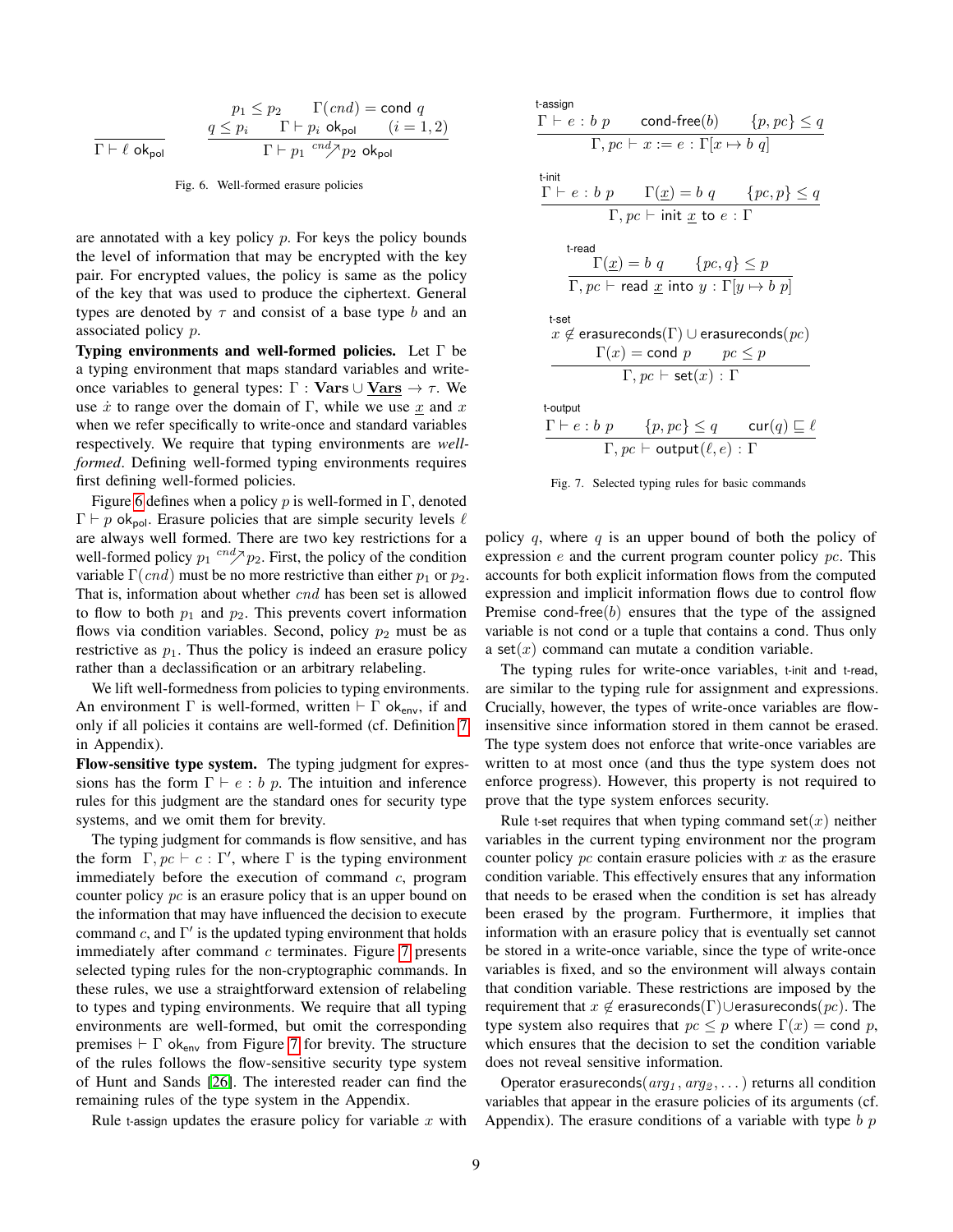$$\frac{}{\Gamma \vdash \ell \ \mathsf{ok_{pol}}} \qquad \frac{p_1 \leq p_2 \qquad \Gamma(cnd) = \mathsf{cond}\ q \qquad q \leq p_i \qquad \Gamma \vdash p_i\ \mathsf{ok_{pol}} \qquad (i = 1, 2)}{\Gamma \vdash p_1 \overset{cnd}{\nearrow} p_2\ \mathsf{ok_{pol}}}$$

Fig. 6. Well-formed erasure policies

are annotated with a key policy $p$. For keys the policy bounds the level of information that may be encrypted with the key pair. For encrypted values, the policy is same as the policy of the key that was used to produce the ciphertext. General types are denoted by $\tau$ and consist of a base type $b$ and an associated policy $p$.

**Typing environments and well-formed policies.** Let $\Gamma$ be a typing environment that maps standard variables and write-once variables to general types: $\Gamma : \mathbf{Vars} \cup \underline{\mathbf{Vars}} \to \tau$. We use $\dot{x}$ to range over the domain of $\Gamma$, while we use $\underline{x}$ and $x$ when we refer specifically to write-once and standard variables respectively. We require that typing environments are *well-formed*. Defining well-formed typing environments requires first defining well-formed policies.

Figure 6 defines when a policy $p$ is well-formed in $\Gamma$, denoted $\Gamma \vdash p\ \mathsf{ok_{pol}}$. Erasure policies that are simple security levels $\ell$ are always well formed. There are two key restrictions for a well-formed policy $p_1 \overset{cnd}{\nearrow} p_2$. First, the policy of the condition variable $\Gamma(cnd)$ must be no more restrictive than either $p_1$ or $p_2$. That is, information about whether $cnd$ has been set is allowed to flow to both $p_1$ and $p_2$. This prevents covert information flows via condition variables. Second, policy $p_2$ must be as restrictive as $p_1$. Thus the policy is indeed an erasure policy rather than a declassification or an arbitrary relabeling.

We lift well-formedness from policies to typing environments. An environment $\Gamma$ is well-formed, written $\vdash \Gamma\ \mathsf{ok_{env}}$, if and only if all policies it contains are well-formed (cf. Definition 7 in Appendix).

**Flow-sensitive type system.** The typing judgment for expressions has the form $\Gamma \vdash e : b\ p$. The intuition and inference rules for this judgment are the standard ones for security type systems, and we omit them for brevity.

The typing judgment for commands is flow sensitive, and has the form $\Gamma, pc \vdash c : \Gamma'$, where $\Gamma$ is the typing environment immediately before the execution of command $c$, program counter policy $pc$ is an erasure policy that is an upper bound on the information that may have influenced the decision to execute command $c$, and $\Gamma'$ is the updated typing environment that holds immediately after command $c$ terminates. Figure 7 presents selected typing rules for the non-cryptographic commands. In these rules, we use a straightforward extension of relabeling to types and typing environments. We require that all typing environments are well-formed, but omit the corresponding premises $\vdash \Gamma\ \mathsf{ok_{env}}$ from Figure 7 for brevity. The structure of the rules follows the flow-sensitive security type system of Hunt and Sands [26]. The interested reader can find the remaining rules of the type system in the Appendix.

Rule t-assign updates the erasure policy for variable $x$ with

t-assign
$$\frac{\Gamma \vdash e : b\ p \qquad \mathsf{cond\text{-}free}(b) \qquad \{p, pc\} \leq q}{\Gamma, pc \vdash x := e : \Gamma[x \mapsto b\ q]}$$

t-init
$$\frac{\Gamma \vdash e : b\ p \qquad \Gamma(\underline{x}) = b\ q \qquad \{pc, p\} \leq q}{\Gamma, pc \vdash \mathsf{init}\ \underline{x}\ \mathsf{to}\ e : \Gamma}$$

t-read
$$\frac{\Gamma(\underline{x}) = b\ q \qquad \{pc, q\} \leq p}{\Gamma, pc \vdash \mathsf{read}\ \underline{x}\ \mathsf{into}\ y : \Gamma[y \mapsto b\ p]}$$

t-set
$$\frac{x \notin \mathsf{erasureconds}(\Gamma) \cup \mathsf{erasureconds}(pc) \qquad \Gamma(x) = \mathsf{cond}\ p \qquad pc \leq p}{\Gamma, pc \vdash \mathsf{set}(x) : \Gamma}$$

t-output
$$\frac{\Gamma \vdash e : b\ p \qquad \{p, pc\} \leq q \qquad \mathsf{cur}(q) \sqsubseteq \ell}{\Gamma, pc \vdash \mathsf{output}(\ell, e) : \Gamma}$$

Fig. 7. Selected typing rules for basic commands

policy $q$, where $q$ is an upper bound of both the policy of expression $e$ and the current program counter policy $pc$. This accounts for both explicit information flows from the computed expression and implicit information flows due to control flow Premise $\mathsf{cond\text{-}free}(b)$ ensures that the type of the assigned variable is not cond or a tuple that contains a cond. Thus only a $\mathsf{set}(x)$ command can mutate a condition variable.

The typing rules for write-once variables, t-init and t-read, are similar to the typing rule for assignment and expressions. Crucially, however, the types of write-once variables are flow-insensitive since information stored in them cannot be erased. The type system does not enforce that write-once variables are written to at most once (and thus the type system does not enforce progress). However, this property is not required to prove that the type system enforces security.

Rule t-set requires that when typing command $\mathsf{set}(x)$ neither variables in the current typing environment nor the program counter policy $pc$ contain erasure policies with $x$ as the erasure condition variable. This effectively ensures that any information that needs to be erased when the condition is set has already been erased by the program. Furthermore, it implies that information with an erasure policy that is eventually set cannot be stored in a write-once variable, since the type of write-once variables is fixed, and so the environment will always contain that condition variable. These restrictions are imposed by the requirement that $x \notin \mathsf{erasureconds}(\Gamma) \cup \mathsf{erasureconds}(pc)$. The type system also requires that $pc \leq p$ where $\Gamma(x) = \mathsf{cond}\ p$, which ensures that the decision to set the condition variable does not reveal sensitive information.

Operator $\mathsf{erasureconds}(arg_1, arg_2, \dots)$ returns all condition variables that appear in the erasure policies of its arguments (cf. Appendix). The erasure conditions of a variable with type $b\ p$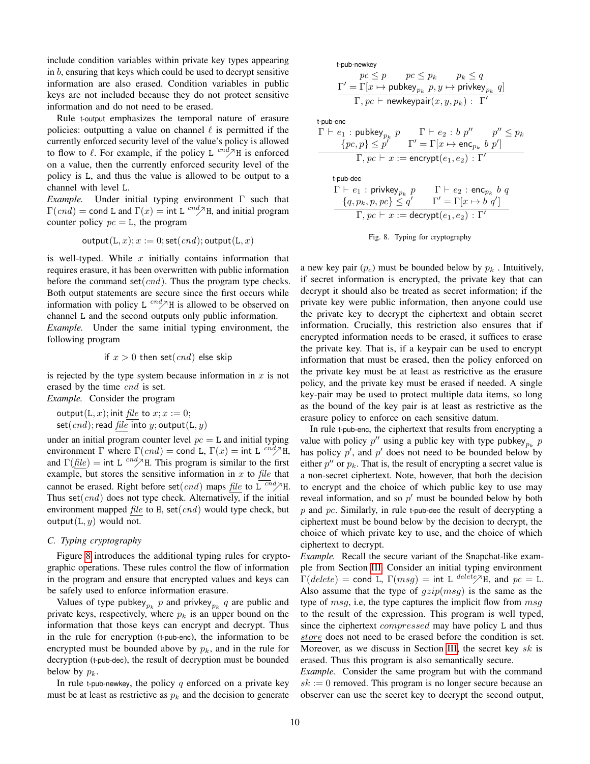include condition variables within private key types appearing in $b$, ensuring that keys which could be used to decrypt sensitive information are also erased. Condition variables in public keys are not included because they do not protect sensitive information and do not need to be erased.

Rule t-output emphasizes the temporal nature of erasure policies: outputting a value on channel $\ell$ is permitted if the currently enforced security level of the value's policy is allowed to flow to $\ell$. For example, if the policy $\mathtt{L} \overset{cnd}{\nearrow} \mathtt{H}$ is enforced on a value, then the currently enforced security level of the policy is L, and thus the value is allowed to be output to a channel with level L.

*Example.* Under initial typing environment $\Gamma$ such that $\Gamma(cnd) = \mathsf{cond}\ \mathtt{L}$ and $\Gamma(x) = \mathsf{int}\ \mathtt{L} \overset{cnd}{\nearrow} \mathtt{H}$, and initial program counter policy $pc = \mathtt{L}$, the program

$$\mathsf{output}(\mathtt{L}, x); x := 0; \mathsf{set}(cnd); \mathsf{output}(\mathtt{L}, x)$$

is well-typed. While $x$ initially contains information that requires erasure, it has been overwritten with public information before the command $\mathsf{set}(cnd)$. Thus the program type checks. Both output statements are secure since the first occurs while information with policy $\mathtt{L} \overset{cnd}{\nearrow} \mathtt{H}$ is allowed to be observed on channel L and the second outputs only public information.

*Example.* Under the same initial typing environment, the following program

$$\mathsf{if}\ x > 0\ \mathsf{then}\ \mathsf{set}(cnd)\ \mathsf{else}\ \mathsf{skip}$$

is rejected by the type system because information in $x$ is not erased by the time $cnd$ is set.

*Example.* Consider the program

$\mathsf{output}(\mathtt{L}, x); \mathsf{init}\ \underline{file}\ \mathsf{to}\ x; x := 0;$
$\mathsf{set}(cnd); \mathsf{read}\ \underline{file}\ \mathsf{into}\ y; \mathsf{output}(\mathtt{L}, y)$

under an initial program counter level $pc = \mathtt{L}$ and initial typing environment $\Gamma$ where $\Gamma(cnd) = \mathsf{cond}\ \mathtt{L}$, $\Gamma(x) = \mathsf{int}\ \mathtt{L} \overset{cnd}{\nearrow} \mathtt{H}$, and $\Gamma(\underline{file}) = \mathsf{int}\ \mathtt{L} \overset{cnd}{\nearrow} \mathtt{H}$. This program is similar to the first example, but stores the sensitive information in $x$ to $\underline{file}$ that cannot be erased. Right before $\mathsf{set}(cnd)$ maps $\underline{file}$ to $\overline{\mathtt{L} \overset{cnd}{\nearrow} \mathtt{H}}$. Thus $\mathsf{set}(cnd)$ does not type check. Alternatively, if the initial environment mapped $\underline{file}$ to H, $\mathsf{set}(cnd)$ would type check, but $\mathsf{output}(\mathtt{L}, y)$ would not.

### C. Typing cryptography

Figure 8 introduces the additional typing rules for cryptographic operations. These rules control the flow of information in the program and ensure that encrypted values and keys can be safely used to enforce information erasure.

Values of type $\mathsf{pubkey}_{p_k}\ p$ and $\mathsf{privkey}_{p_k}\ q$ are public and private keys, respectively, where $p_k$ is an upper bound on the information that those keys can encrypt and decrypt. Thus in the rule for encryption (t-pub-enc), the information to be encrypted must be bounded above by $p_k$, and in the rule for decryption (t-pub-dec), the result of decryption must be bounded below by $p_k$.

In rule t-pub-newkey, the policy $q$ enforced on a private key must be at least as restrictive as $p_k$ and the decision to generate a new key pair ($p_c$) must be bounded below by $p_k$ . Intuitively, if secret information is encrypted, the private key that can decrypt it should also be treated as secret information; if the private key were public information, then anyone could use the private key to decrypt the ciphertext and obtain secret information. Crucially, this restriction also ensures that if encrypted information needs to be erased, it suffices to erase the private key. That is, if a keypair can be used to encrypt information that must be erased, then the policy enforced on the private key must be at least as restrictive as the erasure policy, and the private key must be erased if needed. A single key-pair may be used to protect multiple data items, so long as the bound of the key pair is at least as restrictive as the erasure policy to enforce on each sensitive datum.

t-pub-newkey
$$\frac{pc \leq p \qquad pc \leq p_k \qquad p_k \leq q \qquad \Gamma' = \Gamma[x \mapsto \mathsf{pubkey}_{p_k}\ p, y \mapsto \mathsf{privkey}_{p_k}\ q]}{\Gamma, pc \vdash \mathsf{newkeypair}(x, y, p_k) : \Gamma'}$$

t-pub-enc
$$\frac{\Gamma \vdash e_1 : \mathsf{pubkey}_{p_k}\ p \qquad \Gamma \vdash e_2 : b\ p'' \qquad p'' \leq p_k \qquad \{pc, p\} \leq p' \qquad \Gamma' = \Gamma[x \mapsto \mathsf{enc}_{p_k}\ b\ p']}{\Gamma, pc \vdash x := \mathsf{encrypt}(e_1, e_2) : \Gamma'}$$

t-pub-dec
$$\frac{\Gamma \vdash e_1 : \mathsf{privkey}_{p_k}\ p \qquad \Gamma \vdash e_2 : \mathsf{enc}_{p_k}\ b\ q \qquad \{q, p_k, p, pc\} \leq q' \qquad \Gamma' = \Gamma[x \mapsto b\ q']}{\Gamma, pc \vdash x := \mathsf{decrypt}(e_1, e_2) : \Gamma'}$$

Fig. 8. Typing for cryptography

In rule t-pub-enc, the ciphertext that results from encrypting a value with policy $p''$ using a public key with type $\mathsf{pubkey}_{p_k}\ p$ has policy $p'$, and $p'$ does not need to be bounded below by either $p''$ or $p_k$. That is, the result of encrypting a secret value is a non-secret ciphertext. Note, however, that both the decision to encrypt and the choice of which public key to use may reveal information, and so $p'$ must be bounded below by both $p$ and $pc$. Similarly, in rule t-pub-dec the result of decrypting a ciphertext must be bound below by the decision to decrypt, the choice of which private key to use, and the choice of which ciphertext to decrypt.

*Example.* Recall the secure variant of the Snapchat-like example from Section III. Consider an initial typing environment $\Gamma(delete) = \mathsf{cond}\ \mathtt{L}$, $\Gamma(msg) = \mathsf{int}\ \mathtt{L} \overset{delete}{\nearrow} \mathtt{H}$, and $pc = \mathtt{L}$. Also assume that the type of $gzip(msg)$ is the same as the type of $msg$, i.e, the type captures the implicit flow from $msg$ to the result of the expression. This program is well typed, since the ciphertext $compressed$ may have policy L and thus $\underline{store}$ does not need to be erased before the condition is set. Moreover, as we discuss in Section III, the secret key $sk$ is erased. Thus this program is also semantically secure.

*Example.* Consider the same program but with the command $sk := 0$ removed. This program is no longer secure because an observer can use the secret key to decrypt the second output,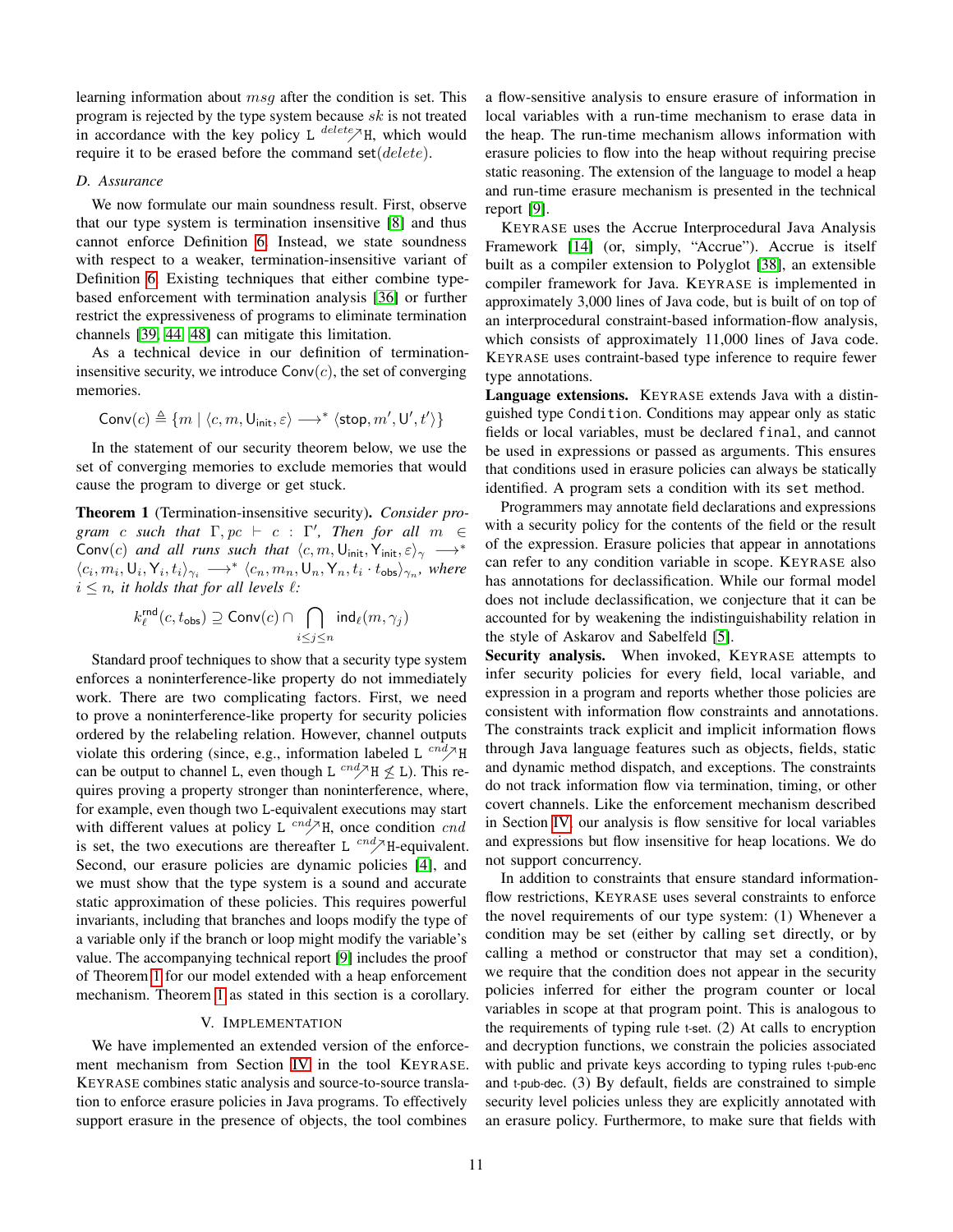learning information about $msg$ after the condition is set. This program is rejected by the type system because $sk$ is not treated in accordance with the key policy $\mathtt{L} \overset{delete}{\nearrow} \mathtt{H}$, which would require it to be erased before the command $\mathsf{set}(delete)$.

### D. Assurance

We now formulate our main soundness result. First, observe that our type system is termination insensitive [8] and thus cannot enforce Definition 6. Instead, we state soundness with respect to a weaker, termination-insensitive variant of Definition 6. Existing techniques that either combine type-based enforcement with termination analysis [36] or further restrict the expressiveness of programs to eliminate termination channels [39, 44, 48] can mitigate this limitation.

As a technical device in our definition of termination-insensitive security, we introduce $\mathsf{Conv}(c)$, the set of converging memories.

$$\mathsf{Conv}(c) \triangleq \{m \mid \langle c, m, \mathsf{U}_{\mathsf{init}}, \varepsilon\rangle \longrightarrow^* \langle \mathsf{stop}, m', \mathsf{U}', t'\rangle\}$$

In the statement of our security theorem below, we use the set of converging memories to exclude memories that would cause the program to diverge or get stuck.

**Theorem 1** (Termination-insensitive security). *Consider program $c$ such that $\Gamma, pc \vdash c : \Gamma'$, Then for all $m \in \mathsf{Conv}(c)$ and all runs such that $\langle c, m, \mathsf{U}_{\mathsf{init}}, \mathsf{Y}_{\mathsf{init}}, \varepsilon\rangle_\gamma \longrightarrow^* \langle c_i, m_i, \mathsf{U}_i, \mathsf{Y}_i, t_i\rangle_{\gamma_i} \longrightarrow^* \langle c_n, m_n, \mathsf{U}_n, \mathsf{Y}_n, t_i \cdot t_{\mathsf{obs}}\rangle_{\gamma_n}$, where $i \leq n$, it holds that for all levels $\ell$:*

$$k_\ell^{\mathsf{rnd}}(c, t_{\mathsf{obs}}) \supseteq \mathsf{Conv}(c) \cap \bigcap_{i \leq j \leq n} \mathsf{ind}_\ell(m, \gamma_j)$$

Standard proof techniques to show that a security type system enforces a noninterference-like property do not immediately work. There are two complicating factors. First, we need to prove a noninterference-like property for security policies ordered by the relabeling relation. However, channel outputs violate this ordering (since, e.g., information labeled $\mathtt{L} \overset{cnd}{\nearrow} \mathtt{H}$ can be output to channel $\mathtt{L}$, even though $\mathtt{L} \overset{cnd}{\nearrow} \mathtt{H} \not\leq \mathtt{L}$). This requires proving a property stronger than noninterference, where, for example, even though two $\mathtt{L}$-equivalent executions may start with different values at policy $\mathtt{L} \overset{cnd}{\nearrow} \mathtt{H}$, once condition $cnd$ is set, the two executions are thereafter $\mathtt{L} \overset{cnd}{\nearrow} \mathtt{H}$-equivalent. Second, our erasure policies are dynamic policies [4], and we must show that the type system is a sound and accurate static approximation of these policies. This requires powerful invariants, including that branches and loops modify the type of a variable only if the branch or loop might modify the variable's value. The accompanying technical report [9] includes the proof of Theorem 1 for our model extended with a heap enforcement mechanism. Theorem 1 as stated in this section is a corollary.

## V. Implementation

We have implemented an extended version of the enforcement mechanism from Section IV in the tool KEYRASE. KEYRASE combines static analysis and source-to-source translation to enforce erasure policies in Java programs. To effectively support erasure in the presence of objects, the tool combines a flow-sensitive analysis to ensure erasure of information in local variables with a run-time mechanism to erase data in the heap. The run-time mechanism allows information with erasure policies to flow into the heap without requiring precise static reasoning. The extension of the language to model a heap and run-time erasure mechanism is presented in the technical report [9].

KEYRASE uses the Accrue Interprocedural Java Analysis Framework [14] (or, simply, "Accrue"). Accrue is itself built as a compiler extension to Polyglot [38], an extensible compiler framework for Java. KEYRASE is implemented in approximately 3,000 lines of Java code, but is built of on top of an interprocedural constraint-based information-flow analysis, which consists of approximately 11,000 lines of Java code. KEYRASE uses contraint-based type inference to require fewer type annotations.

**Language extensions.** KEYRASE extends Java with a distinguished type `Condition`. Conditions may appear only as static fields or local variables, must be declared `final`, and cannot be used in expressions or passed as arguments. This ensures that conditions used in erasure policies can always be statically identified. A program sets a condition with its `set` method.

Programmers may annotate field declarations and expressions with a security policy for the contents of the field or the result of the expression. Erasure policies that appear in annotations can refer to any condition variable in scope. KEYRASE also has annotations for declassification. While our formal model does not include declassification, we conjecture that it can be accounted for by weakening the indistinguishability relation in the style of Askarov and Sabelfeld [5].

**Security analysis.** When invoked, KEYRASE attempts to infer security policies for every field, local variable, and expression in a program and reports whether those policies are consistent with information flow constraints and annotations. The constraints track explicit and implicit information flows through Java language features such as objects, fields, static and dynamic method dispatch, and exceptions. The constraints do not track information flow via termination, timing, or other covert channels. Like the enforcement mechanism described in Section IV, our analysis is flow sensitive for local variables and expressions but flow insensitive for heap locations. We do not support concurrency.

In addition to constraints that ensure standard information-flow restrictions, KEYRASE uses several constraints to enforce the novel requirements of our type system: (1) Whenever a condition may be set (either by calling `set` directly, or by calling a method or constructor that may set a condition), we require that the condition does not appear in the security policies inferred for either the program counter or local variables in scope at that program point. This is analogous to the requirements of typing rule t-set. (2) At calls to encryption and decryption functions, we constrain the policies associated with public and private keys according to typing rules t-pub-enc and t-pub-dec. (3) By default, fields are constrained to simple security level policies unless they are explicitly annotated with an erasure policy. Furthermore, to make sure that fields with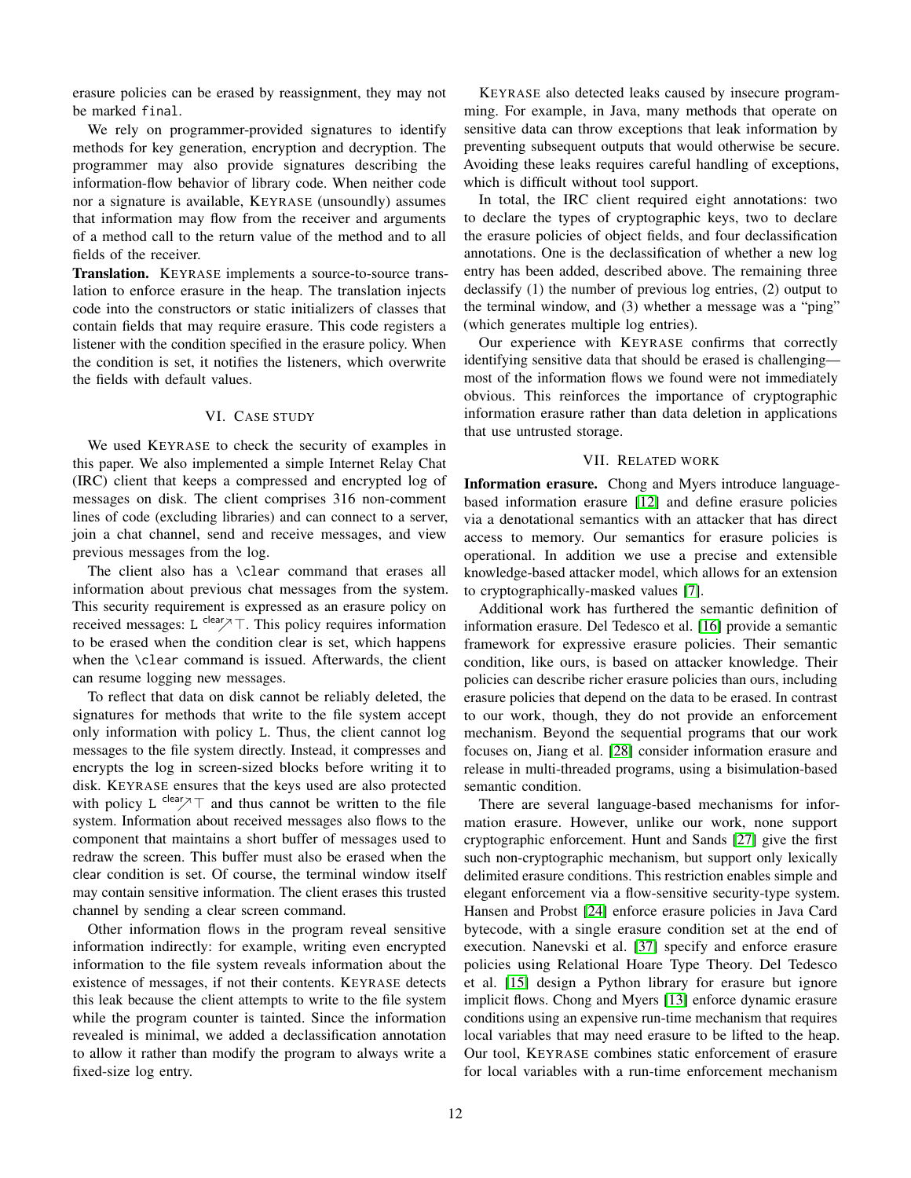erasure policies can be erased by reassignment, they may not be marked `final`.

We rely on programmer-provided signatures to identify methods for key generation, encryption and decryption. The programmer may also provide signatures describing the information-flow behavior of library code. When neither code nor a signature is available, KEYRASE (unsoundly) assumes that information may flow from the receiver and arguments of a method call to the return value of the method and to all fields of the receiver.

**Translation.** KEYRASE implements a source-to-source translation to enforce erasure in the heap. The translation injects code into the constructors or static initializers of classes that contain fields that may require erasure. This code registers a listener with the condition specified in the erasure policy. When the condition is set, it notifies the listeners, which overwrite the fields with default values.

## VI. CASE STUDY

We used KEYRASE to check the security of examples in this paper. We also implemented a simple Internet Relay Chat (IRC) client that keeps a compressed and encrypted log of messages on disk. The client comprises 316 non-comment lines of code (excluding libraries) and can connect to a server, join a chat channel, send and receive messages, and view previous messages from the log.

The client also has a `\clear` command that erases all information about previous chat messages from the system. This security requirement is expressed as an erasure policy on received messages: $\mathtt{L} \overset{\mathsf{clear}}{\nearrow} \top$. This policy requires information to be erased when the condition clear is set, which happens when the `\clear` command is issued. Afterwards, the client can resume logging new messages.

To reflect that data on disk cannot be reliably deleted, the signatures for methods that write to the file system accept only information with policy L. Thus, the client cannot log messages to the file system directly. Instead, it compresses and encrypts the log in screen-sized blocks before writing it to disk. KEYRASE ensures that the keys used are also protected with policy $\mathtt{L} \overset{\mathsf{clear}}{\nearrow} \top$ and thus cannot be written to the file system. Information about received messages also flows to the component that maintains a short buffer of messages used to redraw the screen. This buffer must also be erased when the clear condition is set. Of course, the terminal window itself may contain sensitive information. The client erases this trusted channel by sending a clear screen command.

Other information flows in the program reveal sensitive information indirectly: for example, writing even encrypted information to the file system reveals information about the existence of messages, if not their contents. KEYRASE detects this leak because the client attempts to write to the file system while the program counter is tainted. Since the information revealed is minimal, we added a declassification annotation to allow it rather than modify the program to always write a fixed-size log entry.

KEYRASE also detected leaks caused by insecure programming. For example, in Java, many methods that operate on sensitive data can throw exceptions that leak information by preventing subsequent outputs that would otherwise be secure. Avoiding these leaks requires careful handling of exceptions, which is difficult without tool support.

In total, the IRC client required eight annotations: two to declare the types of cryptographic keys, two to declare the erasure policies of object fields, and four declassification annotations. One is the declassification of whether a new log entry has been added, described above. The remaining three declassify (1) the number of previous log entries, (2) output to the terminal window, and (3) whether a message was a "ping" (which generates multiple log entries).

Our experience with KEYRASE confirms that correctly identifying sensitive data that should be erased is challenging—most of the information flows we found were not immediately obvious. This reinforces the importance of cryptographic information erasure rather than data deletion in applications that use untrusted storage.

## VII. RELATED WORK

**Information erasure.** Chong and Myers introduce language-based information erasure [12] and define erasure policies via a denotational semantics with an attacker that has direct access to memory. Our semantics for erasure policies is operational. In addition we use a precise and extensible knowledge-based attacker model, which allows for an extension to cryptographically-masked values [7].

Additional work has furthered the semantic definition of information erasure. Del Tedesco et al. [16] provide a semantic framework for expressive erasure policies. Their semantic condition, like ours, is based on attacker knowledge. Their policies can describe richer erasure policies than ours, including erasure policies that depend on the data to be erased. In contrast to our work, though, they do not provide an enforcement mechanism. Beyond the sequential programs that our work focuses on, Jiang et al. [28] consider information erasure and release in multi-threaded programs, using a bisimulation-based semantic condition.

There are several language-based mechanisms for information erasure. However, unlike our work, none support cryptographic enforcement. Hunt and Sands [27] give the first such non-cryptographic mechanism, but support only lexically delimited erasure conditions. This restriction enables simple and elegant enforcement via a flow-sensitive security-type system. Hansen and Probst [24] enforce erasure policies in Java Card bytecode, with a single erasure condition set at the end of execution. Nanevski et al. [37] specify and enforce erasure policies using Relational Hoare Type Theory. Del Tedesco et al. [15] design a Python library for erasure but ignore implicit flows. Chong and Myers [13] enforce dynamic erasure conditions using an expensive run-time mechanism that requires local variables that may need erasure to be lifted to the heap. Our tool, KEYRASE combines static enforcement of erasure for local variables with a run-time enforcement mechanism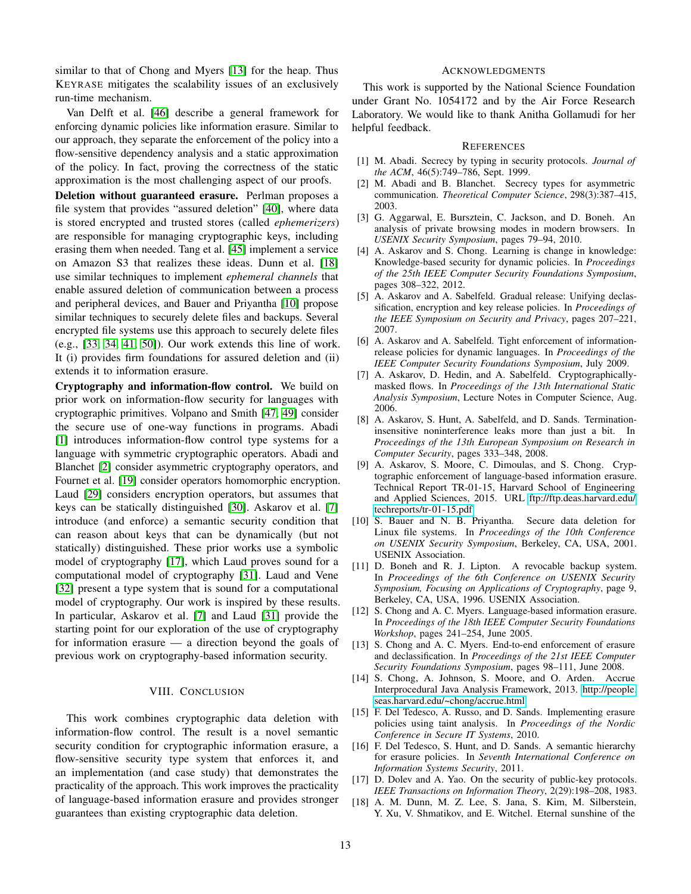similar to that of Chong and Myers [13] for the heap. Thus KEYRASE mitigates the scalability issues of an exclusively run-time mechanism.

Van Delft et al. [46] describe a general framework for enforcing dynamic policies like information erasure. Similar to our approach, they separate the enforcement of the policy into a flow-sensitive dependency analysis and a static approximation of the policy. In fact, proving the correctness of the static approximation is the most challenging aspect of our proofs.

**Deletion without guaranteed erasure.** Perlman proposes a file system that provides "assured deletion" [40], where data is stored encrypted and trusted stores (called *ephemerizers*) are responsible for managing cryptographic keys, including erasing them when needed. Tang et al. [45] implement a service on Amazon S3 that realizes these ideas. Dunn et al. [18] use similar techniques to implement *ephemeral channels* that enable assured deletion of communication between a process and peripheral devices, and Bauer and Priyantha [10] propose similar techniques to securely delete files and backups. Several encrypted file systems use this approach to securely delete files (e.g., [33, 34, 41, 50]). Our work extends this line of work. It (i) provides firm foundations for assured deletion and (ii) extends it to information erasure.

**Cryptography and information-flow control.** We build on prior work on information-flow security for languages with cryptographic primitives. Volpano and Smith [47, 49] consider the secure use of one-way functions in programs. Abadi [1] introduces information-flow control type systems for a language with symmetric cryptographic operators. Abadi and Blanchet [2] consider asymmetric cryptography operators, and Fournet et al. [19] consider operators homomorphic encryption. Laud [29] considers encryption operators, but assumes that keys can be statically distinguished [30]. Askarov et al. [7] introduce (and enforce) a semantic security condition that can reason about keys that can be dynamically (but not statically) distinguished. These prior works use a symbolic model of cryptography [17], which Laud proves sound for a computational model of cryptography [31]. Laud and Vene [32] present a type system that is sound for a computational model of cryptography. Our work is inspired by these results. In particular, Askarov et al. [7] and Laud [31] provide the starting point for our exploration of the use of cryptography for information erasure — a direction beyond the goals of previous work on cryptography-based information security.

## VIII. Conclusion

This work combines cryptographic data deletion with information-flow control. The result is a novel semantic security condition for cryptographic information erasure, a flow-sensitive security type system that enforces it, and an implementation (and case study) that demonstrates the practicality of the approach. This work improves the practicality of language-based information erasure and provides stronger guarantees than existing cryptographic data deletion.

## Acknowledgments

This work is supported by the National Science Foundation under Grant No. 1054172 and by the Air Force Research Laboratory. We would like to thank Anitha Gollamudi for her helpful feedback.

## References

[1] M. Abadi. Secrecy by typing in security protocols. *Journal of the ACM*, 46(5):749–786, Sept. 1999.

[2] M. Abadi and B. Blanchet. Secrecy types for asymmetric communication. *Theoretical Computer Science*, 298(3):387–415, 2003.

[3] G. Aggarwal, E. Bursztein, C. Jackson, and D. Boneh. An analysis of private browsing modes in modern browsers. In *USENIX Security Symposium*, pages 79–94, 2010.

[4] A. Askarov and S. Chong. Learning is change in knowledge: Knowledge-based security for dynamic policies. In *Proceedings of the 25th IEEE Computer Security Foundations Symposium*, pages 308–322, 2012.

[5] A. Askarov and A. Sabelfeld. Gradual release: Unifying declassification, encryption and key release policies. In *Proceedings of the IEEE Symposium on Security and Privacy*, pages 207–221, 2007.

[6] A. Askarov and A. Sabelfeld. Tight enforcement of information-release policies for dynamic languages. In *Proceedings of the IEEE Computer Security Foundations Symposium*, July 2009.

[7] A. Askarov, D. Hedin, and A. Sabelfeld. Cryptographically-masked flows. In *Proceedings of the 13th International Static Analysis Symposium*, Lecture Notes in Computer Science, Aug. 2006.

[8] A. Askarov, S. Hunt, A. Sabelfeld, and D. Sands. Termination-insensitive noninterference leaks more than just a bit. In *Proceedings of the 13th European Symposium on Research in Computer Security*, pages 333–348, 2008.

[9] A. Askarov, S. Moore, C. Dimoulas, and S. Chong. Cryptographic enforcement of language-based information erasure. Technical Report TR-01-15, Harvard School of Engineering and Applied Sciences, 2015. URL ftp://ftp.deas.harvard.edu/techreports/tr-01-15.pdf

[10] S. Bauer and N. B. Priyantha. Secure data deletion for Linux file systems. In *Proceedings of the 10th Conference on USENIX Security Symposium*, Berkeley, CA, USA, 2001. USENIX Association.

[11] D. Boneh and R. J. Lipton. A revocable backup system. In *Proceedings of the 6th Conference on USENIX Security Symposium, Focusing on Applications of Cryptography*, page 9, Berkeley, CA, USA, 1996. USENIX Association.

[12] S. Chong and A. C. Myers. Language-based information erasure. In *Proceedings of the 18th IEEE Computer Security Foundations Workshop*, pages 241–254, June 2005.

[13] S. Chong and A. C. Myers. End-to-end enforcement of erasure and declassification. In *Proceedings of the 21st IEEE Computer Security Foundations Symposium*, pages 98–111, June 2008.

[14] S. Chong, A. Johnson, S. Moore, and O. Arden. Accrue Interprocedural Java Analysis Framework, 2013. http://people.seas.harvard.edu/~chong/accrue.html

[15] F. Del Tedesco, A. Russo, and D. Sands. Implementing erasure policies using taint analysis. In *Proceedings of the Nordic Conference in Secure IT Systems*, 2010.

[16] F. Del Tedesco, S. Hunt, and D. Sands. A semantic hierarchy for erasure policies. In *Seventh International Conference on Information Systems Security*, 2011.

[17] D. Dolev and A. Yao. On the security of public-key protocols. *IEEE Transactions on Information Theory*, 2(29):198–208, 1983.

[18] A. M. Dunn, M. Z. Lee, S. Jana, S. Kim, M. Silberstein, Y. Xu, V. Shmatikov, and E. Witchel. Eternal sunshine of the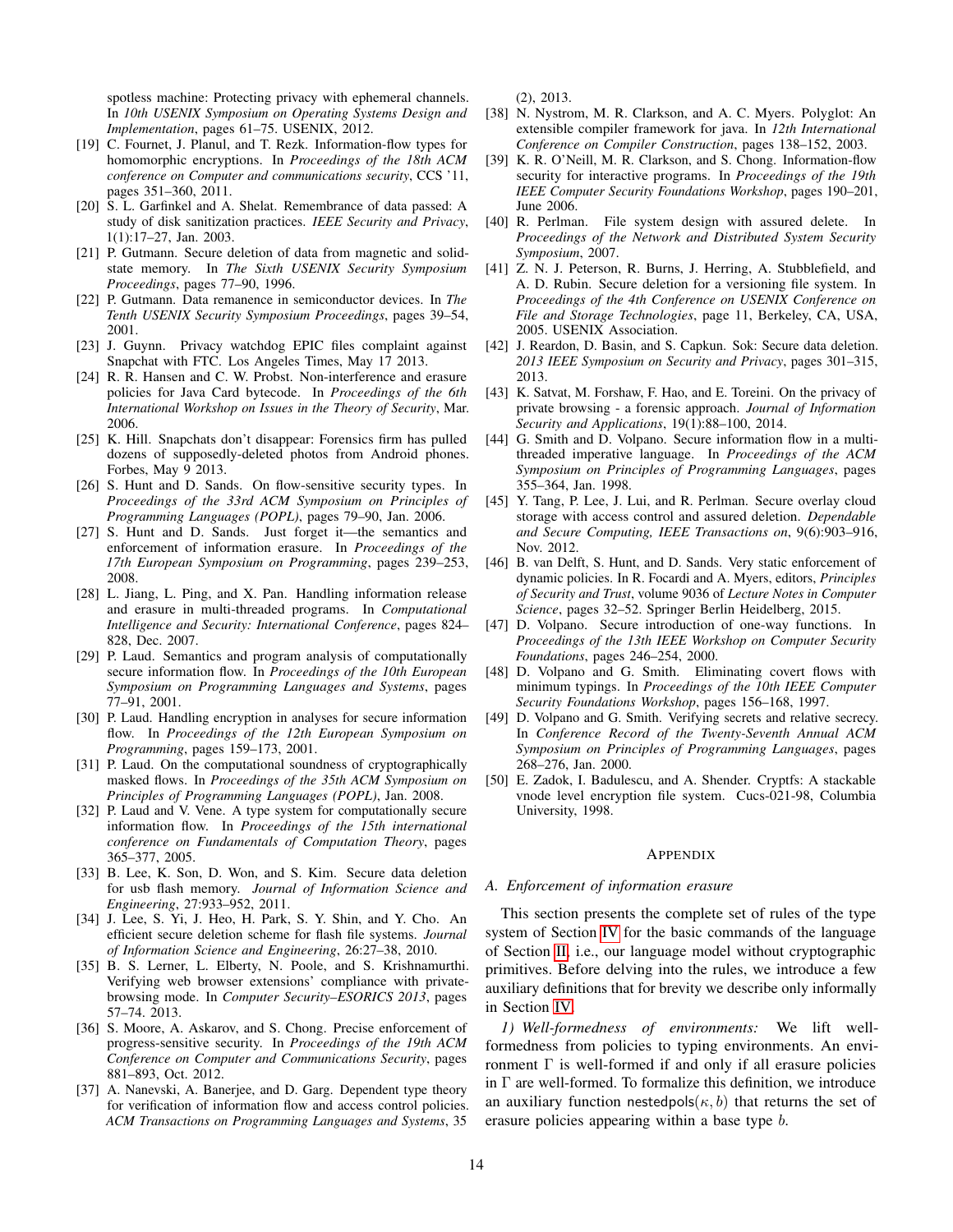spotless machine: Protecting privacy with ephemeral channels. In *10th USENIX Symposium on Operating Systems Design and Implementation*, pages 61–75. USENIX, 2012.

[19] C. Fournet, J. Planul, and T. Rezk. Information-flow types for homomorphic encryptions. In *Proceedings of the 18th ACM conference on Computer and communications security*, CCS '11, pages 351–360, 2011.

[20] S. L. Garfinkel and A. Shelat. Remembrance of data passed: A study of disk sanitization practices. *IEEE Security and Privacy*, 1(1):17–27, Jan. 2003.

[21] P. Gutmann. Secure deletion of data from magnetic and solid-state memory. In *The Sixth USENIX Security Symposium Proceedings*, pages 77–90, 1996.

[22] P. Gutmann. Data remanence in semiconductor devices. In *The Tenth USENIX Security Symposium Proceedings*, pages 39–54, 2001.

[23] J. Guynn. Privacy watchdog EPIC files complaint against Snapchat with FTC. Los Angeles Times, May 17 2013.

[24] R. R. Hansen and C. W. Probst. Non-interference and erasure policies for Java Card bytecode. In *Proceedings of the 6th International Workshop on Issues in the Theory of Security*, Mar. 2006.

[25] K. Hill. Snapchats don't disappear: Forensics firm has pulled dozens of supposedly-deleted photos from Android phones. Forbes, May 9 2013.

[26] S. Hunt and D. Sands. On flow-sensitive security types. In *Proceedings of the 33rd ACM Symposium on Principles of Programming Languages (POPL)*, pages 79–90, Jan. 2006.

[27] S. Hunt and D. Sands. Just forget it—the semantics and enforcement of information erasure. In *Proceedings of the 17th European Symposium on Programming*, pages 239–253, 2008.

[28] L. Jiang, L. Ping, and X. Pan. Handling information release and erasure in multi-threaded programs. In *Computational Intelligence and Security: International Conference*, pages 824–828, Dec. 2007.

[29] P. Laud. Semantics and program analysis of computationally secure information flow. In *Proceedings of the 10th European Symposium on Programming Languages and Systems*, pages 77–91, 2001.

[30] P. Laud. Handling encryption in analyses for secure information flow. In *Proceedings of the 12th European Symposium on Programming*, pages 159–173, 2001.

[31] P. Laud. On the computational soundness of cryptographically masked flows. In *Proceedings of the 35th ACM Symposium on Principles of Programming Languages (POPL)*, Jan. 2008.

[32] P. Laud and V. Vene. A type system for computationally secure information flow. In *Proceedings of the 15th international conference on Fundamentals of Computation Theory*, pages 365–377, 2005.

[33] B. Lee, K. Son, D. Won, and S. Kim. Secure data deletion for usb flash memory. *Journal of Information Science and Engineering*, 27:933–952, 2011.

[34] J. Lee, S. Yi, J. Heo, H. Park, S. Y. Shin, and Y. Cho. An efficient secure deletion scheme for flash file systems. *Journal of Information Science and Engineering*, 26:27–38, 2010.

[35] B. S. Lerner, L. Elberty, N. Poole, and S. Krishnamurthi. Verifying web browser extensions' compliance with private-browsing mode. In *Computer Security–ESORICS 2013*, pages 57–74. 2013.

[36] S. Moore, A. Askarov, and S. Chong. Precise enforcement of progress-sensitive security. In *Proceedings of the 19th ACM Conference on Computer and Communications Security*, pages 881–893, Oct. 2012.

[37] A. Nanevski, A. Banerjee, and D. Garg. Dependent type theory for verification of information flow and access control policies. *ACM Transactions on Programming Languages and Systems*, 35 (2), 2013.

[38] N. Nystrom, M. R. Clarkson, and A. C. Myers. Polyglot: An extensible compiler framework for java. In *12th International Conference on Compiler Construction*, pages 138–152, 2003.

[39] K. R. O'Neill, M. R. Clarkson, and S. Chong. Information-flow security for interactive programs. In *Proceedings of the 19th IEEE Computer Security Foundations Workshop*, pages 190–201, June 2006.

[40] R. Perlman. File system design with assured delete. In *Proceedings of the Network and Distributed System Security Symposium*, 2007.

[41] Z. N. J. Peterson, R. Burns, J. Herring, A. Stubblefield, and A. D. Rubin. Secure deletion for a versioning file system. In *Proceedings of the 4th Conference on USENIX Conference on File and Storage Technologies*, page 11, Berkeley, CA, USA, 2005. USENIX Association.

[42] J. Reardon, D. Basin, and S. Capkun. Sok: Secure data deletion. *2013 IEEE Symposium on Security and Privacy*, pages 301–315, 2013.

[43] K. Satvat, M. Forshaw, F. Hao, and E. Toreini. On the privacy of private browsing - a forensic approach. *Journal of Information Security and Applications*, 19(1):88–100, 2014.

[44] G. Smith and D. Volpano. Secure information flow in a multi-threaded imperative language. In *Proceedings of the ACM Symposium on Principles of Programming Languages*, pages 355–364, Jan. 1998.

[45] Y. Tang, P. Lee, J. Lui, and R. Perlman. Secure overlay cloud storage with access control and assured deletion. *Dependable and Secure Computing, IEEE Transactions on*, 9(6):903–916, Nov. 2012.

[46] B. van Delft, S. Hunt, and D. Sands. Very static enforcement of dynamic policies. In R. Focardi and A. Myers, editors, *Principles of Security and Trust*, volume 9036 of *Lecture Notes in Computer Science*, pages 32–52. Springer Berlin Heidelberg, 2015.

[47] D. Volpano. Secure introduction of one-way functions. In *Proceedings of the 13th IEEE Workshop on Computer Security Foundations*, pages 246–254, 2000.

[48] D. Volpano and G. Smith. Eliminating covert flows with minimum typings. In *Proceedings of the 10th IEEE Computer Security Foundations Workshop*, pages 156–168, 1997.

[49] D. Volpano and G. Smith. Verifying secrets and relative secrecy. In *Conference Record of the Twenty-Seventh Annual ACM Symposium on Principles of Programming Languages*, pages 268–276, Jan. 2000.

[50] E. Zadok, I. Badulescu, and A. Shender. Cryptfs: A stackable vnode level encryption file system. Cucs-021-98, Columbia University, 1998.

## Appendix

### A. Enforcement of information erasure

This section presents the complete set of rules of the type system of Section IV for the basic commands of the language of Section II, i.e., our language model without cryptographic primitives. Before delving into the rules, we introduce a few auxiliary definitions that for brevity we describe only informally in Section IV.

*1) Well-formedness of environments:* We lift well-formedness from policies to typing environments. An environment $\Gamma$ is well-formed if and only if all erasure policies in $\Gamma$ are well-formed. To formalize this definition, we introduce an auxiliary function $\mathsf{nestedpols}(\kappa, b)$ that returns the set of erasure policies appearing within a base type $b$.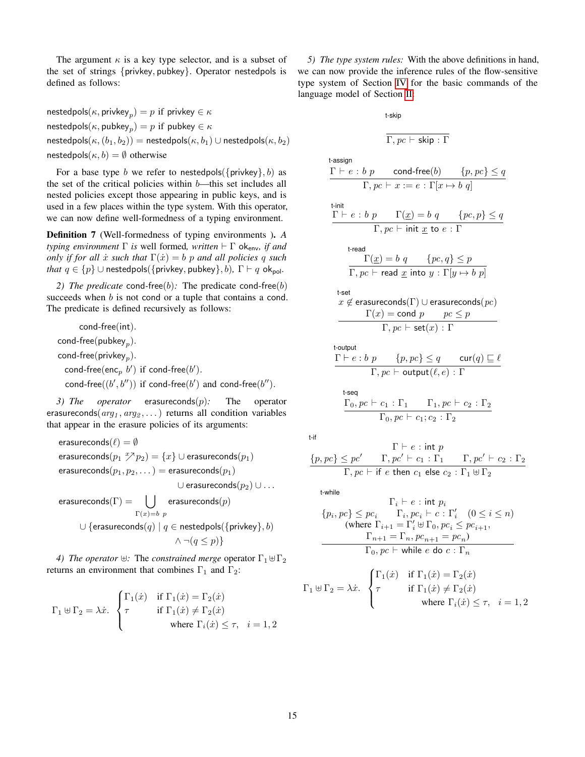The argument $\kappa$ is a key type selector, and is a subset of the set of strings $\{\mathsf{privkey}, \mathsf{pubkey}\}$. Operator nestedpols is defined as follows:

$$\mathsf{nestedpols}(\kappa, \mathsf{privkey}_p) = p \text{ if } \mathsf{privkey} \in \kappa$$
$$\mathsf{nestedpols}(\kappa, \mathsf{pubkey}_p) = p \text{ if } \mathsf{pubkey} \in \kappa$$
$$\mathsf{nestedpols}(\kappa, (b_1, b_2)) = \mathsf{nestedpols}(\kappa, b_1) \cup \mathsf{nestedpols}(\kappa, b_2)$$
$$\mathsf{nestedpols}(\kappa, b) = \emptyset \text{ otherwise}$$

For a base type $b$ we refer to $\mathsf{nestedpols}(\{\mathsf{privkey}\}, b)$ as the set of the critical policies within $b$—this set includes all nested policies except those appearing in public keys, and is used in a few places within the type system. With this operator, we can now define well-formedness of a typing environment.

**Definition 7** (Well-formedness of typing environments ). *A typing environment* $\Gamma$ *is* well formed, *written* $\vdash \Gamma\ \mathsf{ok}_{\mathsf{env}}$, *if and only if for all* $\dot{x}$ *such that* $\Gamma(\dot{x}) = b\ p$ *and all policies* $q$ *such that* $q \in \{p\} \cup \mathsf{nestedpols}(\{\mathsf{privkey}, \mathsf{pubkey}\}, b)$, $\Gamma \vdash q\ \mathsf{ok}_{\mathsf{pol}}$.

*2) The predicate* $\mathsf{cond\text{-}free}(b)$*:* The predicate $\mathsf{cond\text{-}free}(b)$ succeeds when $b$ is not cond or a tuple that contains a cond. The predicate is defined recursively as follows:

$$\mathsf{cond\text{-}free}(\mathsf{int}).$$
$$\mathsf{cond\text{-}free}(\mathsf{pubkey}_p).$$
$$\mathsf{cond\text{-}free}(\mathsf{privkey}_p).$$
$$\mathsf{cond\text{-}free}(\mathsf{enc}_p\ b') \text{ if } \mathsf{cond\text{-}free}(b').$$
$$\mathsf{cond\text{-}free}((b', b'')) \text{ if } \mathsf{cond\text{-}free}(b') \text{ and } \mathsf{cond\text{-}free}(b'').$$

*3) The operator* $\mathsf{erasureconds}(p)$*:* The operator $\mathsf{erasureconds}(arg_1, arg_2, \dots)$ returns all condition variables that appear in the erasure policies of its arguments:

$$\mathsf{erasureconds}(\ell) = \emptyset$$
$$\mathsf{erasureconds}(p_1 \overset{x}{\nearrow} p_2) = \{x\} \cup \mathsf{erasureconds}(p_1)$$
$$\mathsf{erasureconds}(p_1, p_2, \dots) = \mathsf{erasureconds}(p_1) \cup \mathsf{erasureconds}(p_2) \cup \dots$$
$$\mathsf{erasureconds}(\Gamma) = \bigcup_{\Gamma(x) = b\ p} \mathsf{erasureconds}(p) \cup \{\mathsf{erasureconds}(q) \mid q \in \mathsf{nestedpols}(\{\mathsf{privkey}\}, b) \wedge \neg(q \leq p)\}$$

*4) The operator* $\uplus$*:* The *constrained merge* operator $\Gamma_1 \uplus \Gamma_2$ returns an environment that combines $\Gamma_1$ and $\Gamma_2$:

$$\Gamma_1 \uplus \Gamma_2 = \lambda \dot{x}. \begin{cases} \Gamma_1(\dot{x}) & \text{if } \Gamma_1(\dot{x}) = \Gamma_2(\dot{x}) \\ \tau & \text{if } \Gamma_1(\dot{x}) \neq \Gamma_2(\dot{x}) \\ & \text{where } \Gamma_i(\dot{x}) \leq \tau, \quad i = 1, 2 \end{cases}$$

*5) The type system rules:* With the above definitions in hand, we can now provide the inference rules of the flow-sensitive type system of Section IV for the basic commands of the language model of Section II:

t-skip
$$\frac{}{\Gamma, pc \vdash \mathsf{skip} : \Gamma}$$

t-assign
$$\frac{\Gamma \vdash e : b\ p \qquad \mathsf{cond\text{-}free}(b) \qquad \{p, pc\} \leq q}{\Gamma, pc \vdash x := e : \Gamma[x \mapsto b\ q]}$$

t-init
$$\frac{\Gamma \vdash e : b\ p \qquad \Gamma(\underline{x}) = b\ q \qquad \{pc, p\} \leq q}{\Gamma, pc \vdash \mathsf{init}\ \underline{x}\ \mathsf{to}\ e : \Gamma}$$

t-read
$$\frac{\Gamma(\underline{x}) = b\ q \qquad \{pc, q\} \leq p}{\Gamma, pc \vdash \mathsf{read}\ \underline{x}\ \mathsf{into}\ y : \Gamma[y \mapsto b\ p]}$$

t-set
$$\frac{x \notin \mathsf{erasureconds}(\Gamma) \cup \mathsf{erasureconds}(pc) \qquad \Gamma(x) = \mathsf{cond}\ p \qquad pc \leq p}{\Gamma, pc \vdash \mathsf{set}(x) : \Gamma}$$

t-output
$$\frac{\Gamma \vdash e : b\ p \qquad \{p, pc\} \leq q \qquad \mathsf{cur}(q) \sqsubseteq \ell}{\Gamma, pc \vdash \mathsf{output}(\ell, e) : \Gamma}$$

t-seq
$$\frac{\Gamma_0, pc \vdash c_1 : \Gamma_1 \qquad \Gamma_1, pc \vdash c_2 : \Gamma_2}{\Gamma_0, pc \vdash c_1; c_2 : \Gamma_2}$$

t-if
$$\frac{\Gamma \vdash e : \mathsf{int}\ p \qquad \{p, pc\} \leq pc' \qquad \Gamma, pc' \vdash c_1 : \Gamma_1 \qquad \Gamma, pc' \vdash c_2 : \Gamma_2}{\Gamma, pc \vdash \mathsf{if}\ e\ \mathsf{then}\ c_1\ \mathsf{else}\ c_2 : \Gamma_1 \uplus \Gamma_2}$$

t-while
$$\frac{\begin{array}{c}\Gamma_i \vdash e : \mathsf{int}\ p_i \\ \{p_i, pc\} \leq pc_i \qquad \Gamma_i, pc_i \vdash c : \Gamma_i' \quad (0 \leq i \leq n) \\ (\text{where } \Gamma_{i+1} = \Gamma_i' \uplus \Gamma_0, pc_i \leq pc_{i+1}, \\ \Gamma_{n+1} = \Gamma_n, pc_{n+1} = pc_n)\end{array}}{\Gamma_0, pc \vdash \mathsf{while}\ e\ \mathsf{do}\ c : \Gamma_n}$$

$$\Gamma_1 \uplus \Gamma_2 = \lambda \dot{x}. \begin{cases} \Gamma_1(\dot{x}) & \text{if } \Gamma_1(\dot{x}) = \Gamma_2(\dot{x}) \\ \tau & \text{if } \Gamma_1(\dot{x}) \neq \Gamma_2(\dot{x}) \\ & \text{where } \Gamma_i(\dot{x}) \leq \tau, \quad i = 1, 2 \end{cases}$$